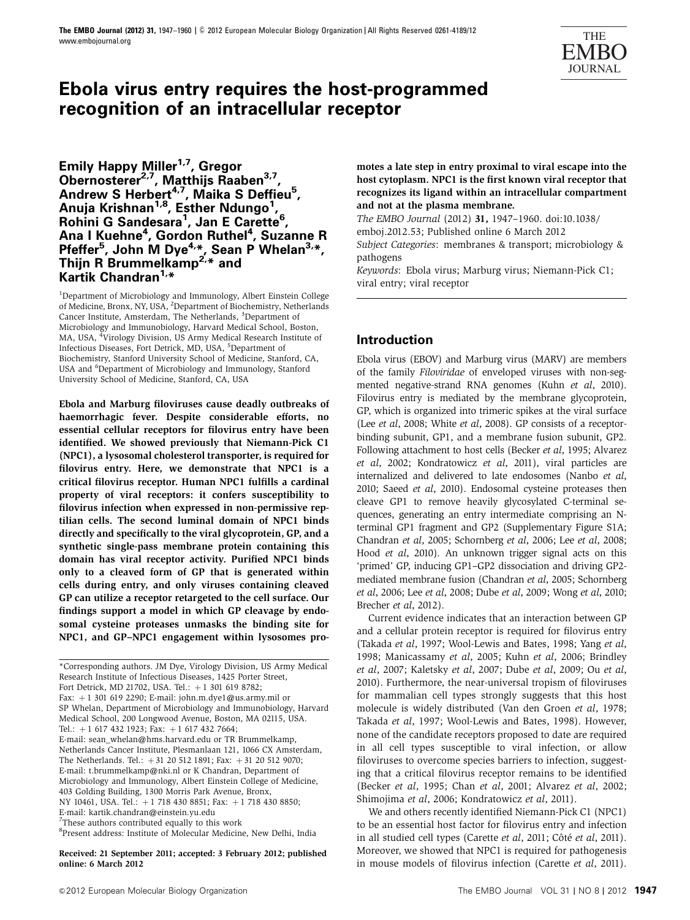# Ebola virus entry requires the host-programmed recognition of an intracellular receptor

**Emily Happy Miller[1,7], Gregor Obernosterer[2,7], Matthijs Raaben[3,7], Andrew S Herbert[4,7], Maika S Deffieu[5], Anuja Krishnan[1,8], Esther Ndungo[1], Rohini G Sandesara[1], Jan E Carette[6], Ana I Kuehne[4], Gordon Ruthel[4], Suzanne R Pfeffer[5], John M Dye[4,*], Sean P Whelan[3,*], Thijn R Brummelkamp[2,*] and Kartik Chandran[1,*]**

[1]Department of Microbiology and Immunology, Albert Einstein College of Medicine, Bronx, NY, USA, [2]Department of Biochemistry, Netherlands Cancer Institute, Amsterdam, The Netherlands, [3]Department of Microbiology and Immunobiology, Harvard Medical School, Boston, MA, USA, [4]Virology Division, US Army Medical Research Institute of Infectious Diseases, Fort Detrick, MD, USA, [5]Department of Biochemistry, Stanford University School of Medicine, Stanford, CA, USA and [6]Department of Microbiology and Immunology, Stanford University School of Medicine, Stanford, CA, USA

**Ebola and Marburg filoviruses cause deadly outbreaks of haemorrhagic fever. Despite considerable efforts, no essential cellular receptors for filovirus entry have been identified. We showed previously that Niemann-Pick C1 (NPC1), a lysosomal cholesterol transporter, is required for filovirus entry. Here, we demonstrate that NPC1 is a critical filovirus receptor. Human NPC1 fulfills a cardinal property of viral receptors: it confers susceptibility to filovirus infection when expressed in non-permissive reptilian cells. The second luminal domain of NPC1 binds directly and specifically to the viral glycoprotein, GP, and a synthetic single-pass membrane protein containing this domain has viral receptor activity. Purified NPC1 binds only to a cleaved form of GP that is generated within cells during entry, and only viruses containing cleaved GP can utilize a receptor retargeted to the cell surface. Our findings support a model in which GP cleavage by endosomal cysteine proteases unmasks the binding site for NPC1, and GP–NPC1 engagement within lysosomes promotes a late step in entry proximal to viral escape into the host cytoplasm. NPC1 is the first known viral receptor that recognizes its ligand within an intracellular compartment and not at the plasma membrane.**

*The EMBO Journal* (2012) **31,** 1947–1960. doi:10.1038/emboj.2012.53; Published online 6 March 2012

*Subject Categories:* membranes & transport; microbiology & pathogens

*Keywords:* Ebola virus; Marburg virus; Niemann-Pick C1; viral entry; viral receptor

\*Corresponding authors. JM Dye, Virology Division, US Army Medical Research Institute of Infectious Diseases, 1425 Porter Street, Fort Detrick, MD 21702, USA. Tel.: +1 301 619 8782; Fax: +1 301 619 2290; E-mail: john.m.dye1@us.army.mil or SP Whelan, Department of Microbiology and Immunobiology, Harvard Medical School, 200 Longwood Avenue, Boston, MA 02115, USA. Tel.: +1 617 432 1923; Fax: +1 617 432 7664; E-mail: sean_whelan@hms.harvard.edu or TR Brummelkamp, Netherlands Cancer Institute, Plesmanlaan 121, 1066 CX Amsterdam, The Netherlands. Tel.: +31 20 512 1891; Fax: +31 20 512 9070; E-mail: t.brummelkamp@nki.nl or K Chandran, Department of Microbiology and Immunology, Albert Einstein College of Medicine, 403 Golding Building, 1300 Morris Park Avenue, Bronx, NY 10461, USA. Tel.: +1 718 430 8851; Fax: +1 718 430 8850; E-mail: kartik.chandran@einstein.yu.edu

[7]These authors contributed equally to this work

[8]Present address: Institute of Molecular Medicine, New Delhi, India

**Received: 21 September 2011; accepted: 3 February 2012; published online: 6 March 2012**

## Introduction

Ebola virus (EBOV) and Marburg virus (MARV) are members of the family *Filoviridae* of enveloped viruses with non-segmented negative-strand RNA genomes (Kuhn *et al*, 2010). Filovirus entry is mediated by the membrane glycoprotein, GP, which is organized into trimeric spikes at the viral surface (Lee *et al*, 2008; White *et al*, 2008). GP consists of a receptor-binding subunit, GP1, and a membrane fusion subunit, GP2. Following attachment to host cells (Becker *et al*, 1995; Alvarez *et al*, 2002; Kondratowicz *et al*, 2011), viral particles are internalized and delivered to late endosomes (Nanbo *et al*, 2010; Saeed *et al*, 2010). Endosomal cysteine proteases then cleave GP1 to remove heavily glycosylated C-terminal sequences, generating an entry intermediate comprising an N-terminal GP1 fragment and GP2 (Supplementary Figure S1A; Chandran *et al*, 2005; Schornberg *et al*, 2006; Lee *et al*, 2008; Hood *et al*, 2010). An unknown trigger signal acts on this 'primed' GP, inducing GP1–GP2 dissociation and driving GP2-mediated membrane fusion (Chandran *et al*, 2005; Schornberg *et al*, 2006; Lee *et al*, 2008; Dube *et al*, 2009; Wong *et al*, 2010; Brecher *et al*, 2012).

Current evidence indicates that an interaction between GP and a cellular protein receptor is required for filovirus entry (Takada *et al*, 1997; Wool-Lewis and Bates, 1998; Yang *et al*, 1998; Manicassamy *et al*, 2005; Kuhn *et al*, 2006; Brindley *et al*, 2007; Kaletsky *et al*, 2007; Dube *et al*, 2009; Ou *et al*, 2010). Furthermore, the near-universal tropism of filoviruses for mammalian cell types strongly suggests that this host molecule is widely distributed (Van den Groen *et al*, 1978; Takada *et al*, 1997; Wool-Lewis and Bates, 1998). However, none of the candidate receptors proposed to date are required in all cell types susceptible to viral infection, or allow filoviruses to overcome species barriers to infection, suggesting that a critical filovirus receptor remains to be identified (Becker *et al*, 1995; Chan *et al*, 2001; Alvarez *et al*, 2002; Shimojima *et al*, 2006; Kondratowicz *et al*, 2011).

We and others recently identified Niemann-Pick C1 (NPC1) to be an essential host factor for filovirus entry and infection in all studied cell types (Carette *et al*, 2011; Côté *et al*, 2011). Moreover, we showed that NPC1 is required for pathogenesis in mouse models of filovirus infection (Carette *et al*, 2011).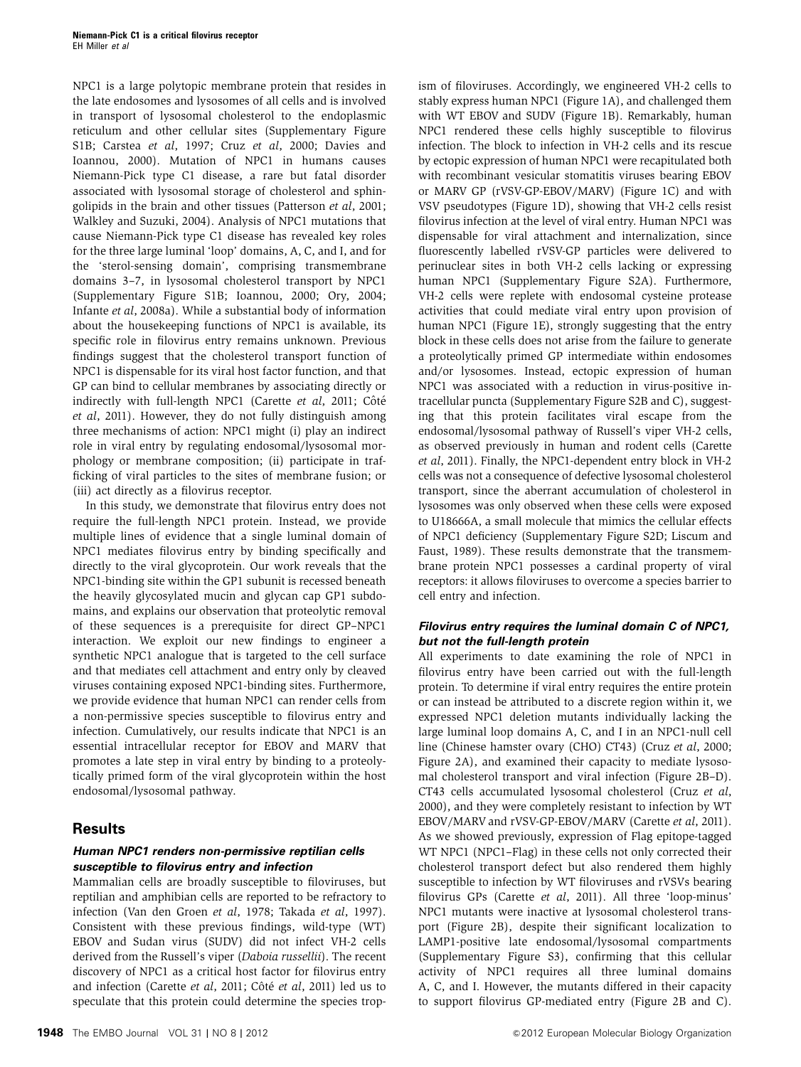NPC1 is a large polytopic membrane protein that resides in the late endosomes and lysosomes of all cells and is involved in transport of lysosomal cholesterol to the endoplasmic reticulum and other cellular sites (Supplementary Figure S1B; Carstea *et al*, 1997; Cruz *et al*, 2000; Davies and Ioannou, 2000). Mutation of NPC1 in humans causes Niemann-Pick type C1 disease, a rare but fatal disorder associated with lysosomal storage of cholesterol and sphingolipids in the brain and other tissues (Patterson *et al*, 2001; Walkley and Suzuki, 2004). Analysis of NPC1 mutations that cause Niemann-Pick type C1 disease has revealed key roles for the three large luminal 'loop' domains, A, C, and I, and for the 'sterol-sensing domain', comprising transmembrane domains 3–7, in lysosomal cholesterol transport by NPC1 (Supplementary Figure S1B; Ioannou, 2000; Ory, 2004; Infante *et al*, 2008a). While a substantial body of information about the housekeeping functions of NPC1 is available, its specific role in filovirus entry remains unknown. Previous findings suggest that the cholesterol transport function of NPC1 is dispensable for its viral host factor function, and that GP can bind to cellular membranes by associating directly or indirectly with full-length NPC1 (Carette *et al*, 2011; Côté *et al*, 2011). However, they do not fully distinguish among three mechanisms of action: NPC1 might (i) play an indirect role in viral entry by regulating endosomal/lysosomal morphology or membrane composition; (ii) participate in trafficking of viral particles to the sites of membrane fusion; or (iii) act directly as a filovirus receptor.

In this study, we demonstrate that filovirus entry does not require the full-length NPC1 protein. Instead, we provide multiple lines of evidence that a single luminal domain of NPC1 mediates filovirus entry by binding specifically and directly to the viral glycoprotein. Our work reveals that the NPC1-binding site within the GP1 subunit is recessed beneath the heavily glycosylated mucin and glycan cap GP1 subdomains, and explains our observation that proteolytic removal of these sequences is a prerequisite for direct GP–NPC1 interaction. We exploit our new findings to engineer a synthetic NPC1 analogue that is targeted to the cell surface and that mediates cell attachment and entry only by cleaved viruses containing exposed NPC1-binding sites. Furthermore, we provide evidence that human NPC1 can render cells from a non-permissive species susceptible to filovirus entry and infection. Cumulatively, our results indicate that NPC1 is an essential intracellular receptor for EBOV and MARV that promotes a late step in viral entry by binding to a proteolytically primed form of the viral glycoprotein within the host endosomal/lysosomal pathway.

## Results

### *Human NPC1 renders non-permissive reptilian cells susceptible to filovirus entry and infection*

Mammalian cells are broadly susceptible to filoviruses, but reptilian and amphibian cells are reported to be refractory to infection (Van den Groen *et al*, 1978; Takada *et al*, 1997). Consistent with these previous findings, wild-type (WT) EBOV and Sudan virus (SUDV) did not infect VH-2 cells derived from the Russell's viper (*Daboia russellii*). The recent discovery of NPC1 as a critical host factor for filovirus entry and infection (Carette *et al*, 2011; Côté *et al*, 2011) led us to speculate that this protein could determine the species tropism of filoviruses. Accordingly, we engineered VH-2 cells to stably express human NPC1 (Figure 1A), and challenged them with WT EBOV and SUDV (Figure 1B). Remarkably, human NPC1 rendered these cells highly susceptible to filovirus infection. The block to infection in VH-2 cells and its rescue by ectopic expression of human NPC1 were recapitulated both with recombinant vesicular stomatitis viruses bearing EBOV or MARV GP (rVSV-GP-EBOV/MARV) (Figure 1C) and with VSV pseudotypes (Figure 1D), showing that VH-2 cells resist filovirus infection at the level of viral entry. Human NPC1 was dispensable for viral attachment and internalization, since fluorescently labelled rVSV-GP particles were delivered to perinuclear sites in both VH-2 cells lacking or expressing human NPC1 (Supplementary Figure S2A). Furthermore, VH-2 cells were replete with endosomal cysteine protease activities that could mediate viral entry upon provision of human NPC1 (Figure 1E), strongly suggesting that the entry block in these cells does not arise from the failure to generate a proteolytically primed GP intermediate within endosomes and/or lysosomes. Instead, ectopic expression of human NPC1 was associated with a reduction in virus-positive intracellular puncta (Supplementary Figure S2B and C), suggesting that this protein facilitates viral escape from the endosomal/lysosomal pathway of Russell's viper VH-2 cells, as observed previously in human and rodent cells (Carette *et al*, 2011). Finally, the NPC1-dependent entry block in VH-2 cells was not a consequence of defective lysosomal cholesterol transport, since the aberrant accumulation of cholesterol in lysosomes was only observed when these cells were exposed to U18666A, a small molecule that mimics the cellular effects of NPC1 deficiency (Supplementary Figure S2D; Liscum and Faust, 1989). These results demonstrate that the transmembrane protein NPC1 possesses a cardinal property of viral receptors: it allows filoviruses to overcome a species barrier to cell entry and infection.

### *Filovirus entry requires the luminal domain C of NPC1, but not the full-length protein*

All experiments to date examining the role of NPC1 in filovirus entry have been carried out with the full-length protein. To determine if viral entry requires the entire protein or can instead be attributed to a discrete region within it, we expressed NPC1 deletion mutants individually lacking the large luminal loop domains A, C, and I in an NPC1-null cell line (Chinese hamster ovary (CHO) CT43) (Cruz *et al*, 2000; Figure 2A), and examined their capacity to mediate lysosomal cholesterol transport and viral infection (Figure 2B–D). CT43 cells accumulated lysosomal cholesterol (Cruz *et al*, 2000), and they were completely resistant to infection by WT EBOV/MARV and rVSV-GP-EBOV/MARV (Carette *et al*, 2011). As we showed previously, expression of Flag epitope-tagged WT NPC1 (NPC1–Flag) in these cells not only corrected their cholesterol transport defect but also rendered them highly susceptible to infection by WT filoviruses and rVSVs bearing filovirus GPs (Carette *et al*, 2011). All three 'loop-minus' NPC1 mutants were inactive at lysosomal cholesterol transport (Figure 2B), despite their significant localization to LAMP1-positive late endosomal/lysosomal compartments (Supplementary Figure S3), confirming that this cellular activity of NPC1 requires all three luminal domains A, C, and I. However, the mutants differed in their capacity to support filovirus GP-mediated entry (Figure 2B and C).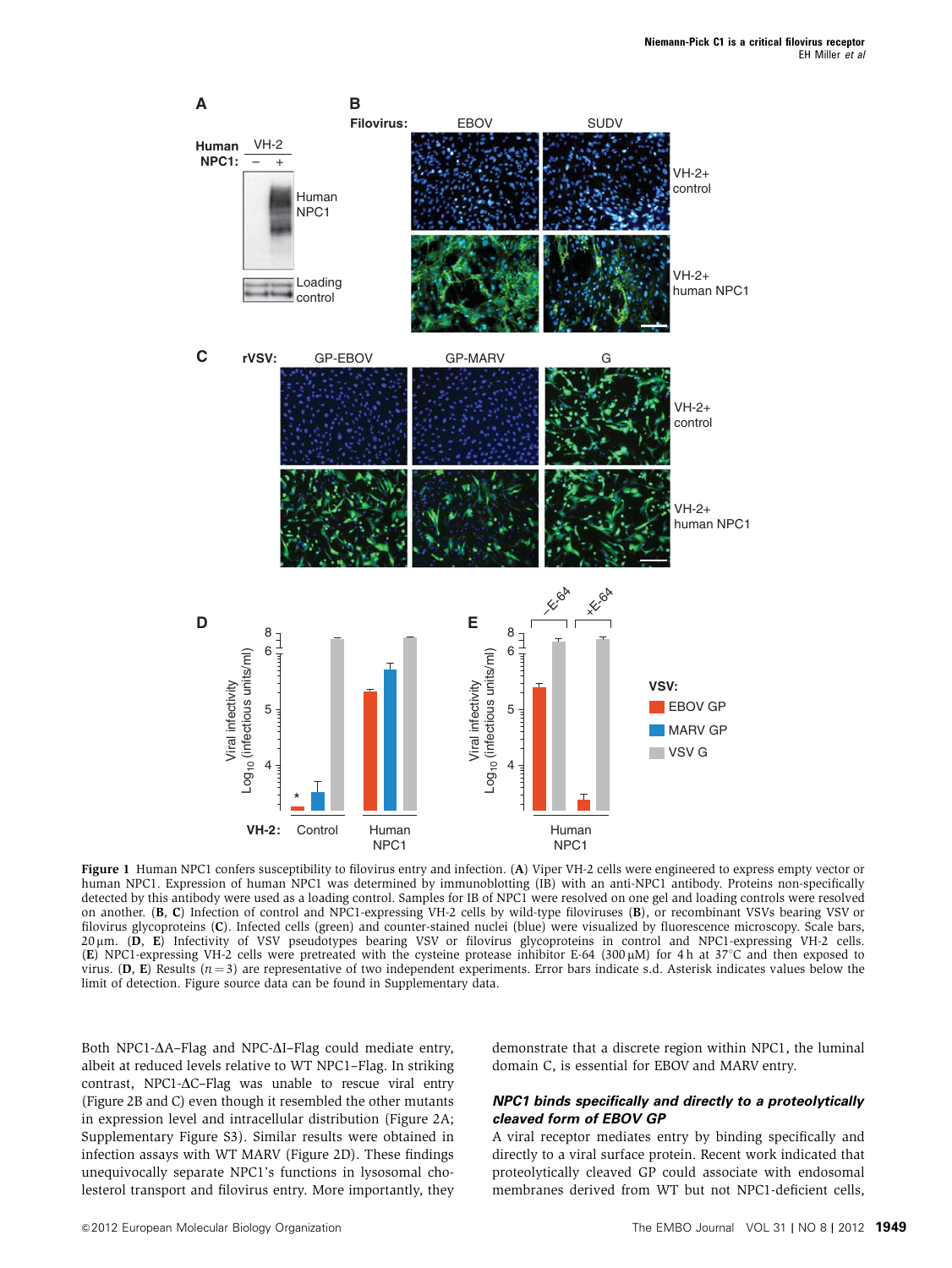**Figure 1** Human NPC1 confers susceptibility to filovirus entry and infection. (**A**) Viper VH-2 cells were engineered to express empty vector or human NPC1. Expression of human NPC1 was determined by immunoblotting (IB) with an anti-NPC1 antibody. Proteins non-specifically detected by this antibody were used as a loading control. Samples for IB of NPC1 were resolved on one gel and loading controls were resolved on another. (**B**, **C**) Infection of control and NPC1-expressing VH-2 cells by wild-type filoviruses (**B**), or recombinant VSVs bearing VSV or filovirus glycoproteins (**C**). Infected cells (green) and counter-stained nuclei (blue) were visualized by fluorescence microscopy. Scale bars, 20 μm. (**D**, **E**) Infectivity of VSV pseudotypes bearing VSV or filovirus glycoproteins in control and NPC1-expressing VH-2 cells. (**E**) NPC1-expressing VH-2 cells were pretreated with the cysteine protease inhibitor E-64 (300 μM) for 4 h at 37°C and then exposed to virus. (**D**, **E**) Results ($n = 3$) are representative of two independent experiments. Error bars indicate s.d. Asterisk indicates values below the limit of detection. Figure source data can be found in Supplementary data.

Both NPC1-ΔA–Flag and NPC-ΔI–Flag could mediate entry, albeit at reduced levels relative to WT NPC1–Flag. In striking contrast, NPC1-ΔC–Flag was unable to rescue viral entry (Figure 2B and C) even though it resembled the other mutants in expression level and intracellular distribution (Figure 2A; Supplementary Figure S3). Similar results were obtained in infection assays with WT MARV (Figure 2D). These findings unequivocally separate NPC1's functions in lysosomal cholesterol transport and filovirus entry. More importantly, they demonstrate that a discrete region within NPC1, the luminal domain C, is essential for EBOV and MARV entry.

### *NPC1 binds specifically and directly to a proteolytically cleaved form of EBOV GP*

A viral receptor mediates entry by binding specifically and directly to a viral surface protein. Recent work indicated that proteolytically cleaved GP could associate with endosomal membranes derived from WT but not NPC1-deficient cells,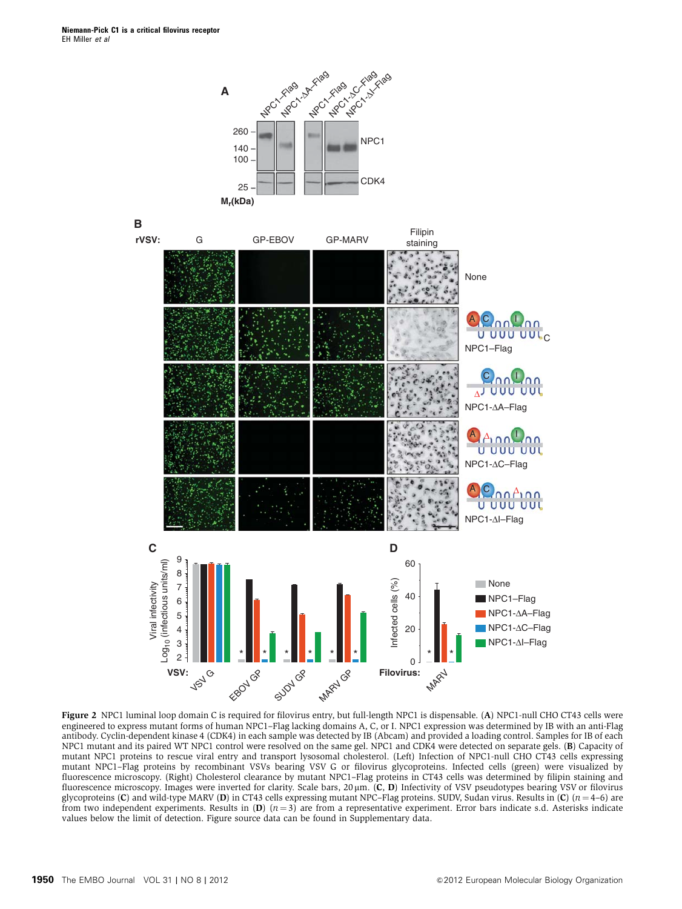**Figure 2** NPC1 luminal loop domain C is required for filovirus entry, but full-length NPC1 is dispensable. (**A**) NPC1-null CHO CT43 cells were engineered to express mutant forms of human NPC1–Flag lacking domains A, C, or I. NPC1 expression was determined by IB with an anti-Flag antibody. Cyclin-dependent kinase 4 (CDK4) in each sample was detected by IB (Abcam) and provided a loading control. Samples for IB of each NPC1 mutant and its paired WT NPC1 control were resolved on the same gel. NPC1 and CDK4 were detected on separate gels. (**B**) Capacity of mutant NPC1 proteins to rescue viral entry and transport lysosomal cholesterol. (Left) Infection of NPC1-null CHO CT43 cells expressing mutant NPC1–Flag proteins by recombinant VSVs bearing VSV G or filovirus glycoproteins. Infected cells (green) were visualized by fluorescence microscopy. (Right) Cholesterol clearance by mutant NPC1–Flag proteins in CT43 cells was determined by filipin staining and fluorescence microscopy. Images were inverted for clarity. Scale bars, 20 μm. (**C**, **D**) Infectivity of VSV pseudotypes bearing VSV or filovirus glycoproteins (**C**) and wild-type MARV (**D**) in CT43 cells expressing mutant NPC–Flag proteins. SUDV, Sudan virus. Results in (**C**) ($n = 4$–$6$) are from two independent experiments. Results in (**D**) ($n = 3$) are from a representative experiment. Error bars indicate s.d. Asterisks indicate values below the limit of detection. Figure source data can be found in Supplementary data.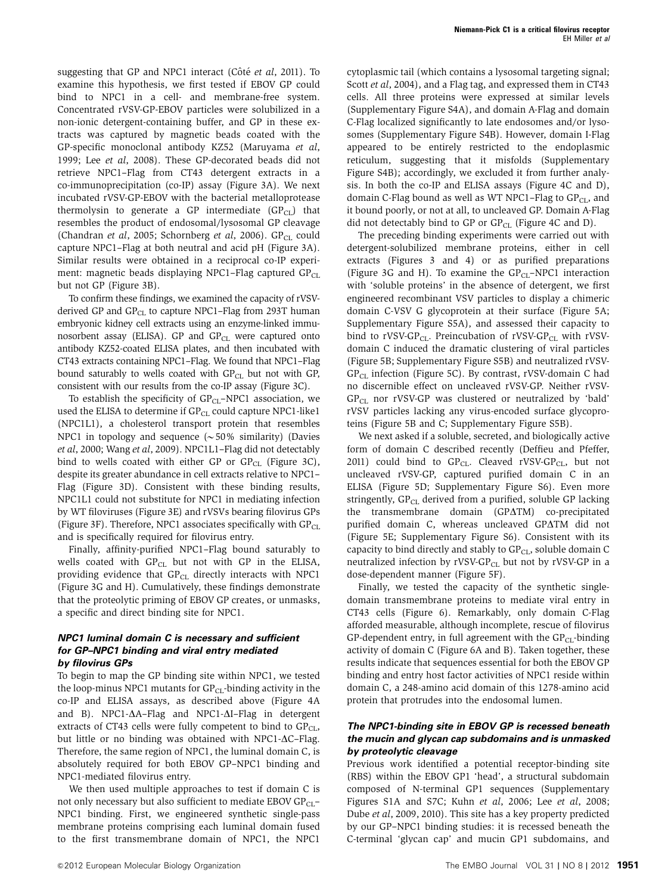suggesting that GP and NPC1 interact (Côté *et al*, 2011). To examine this hypothesis, we first tested if EBOV GP could bind to NPC1 in a cell- and membrane-free system. Concentrated rVSV-GP-EBOV particles were solubilized in a non-ionic detergent-containing buffer, and GP in these extracts was captured by magnetic beads coated with the GP-specific monoclonal antibody KZ52 (Maruyama *et al*, 1999; Lee *et al*, 2008). These GP-decorated beads did not retrieve NPC1–Flag from CT43 detergent extracts in a co-immunoprecipitation (co-IP) assay (Figure 3A). We next incubated rVSV-GP-EBOV with the bacterial metalloprotease thermolysin to generate a GP intermediate ($GP_{CL}$) that resembles the product of endosomal/lysosomal GP cleavage (Chandran *et al*, 2005; Schornberg *et al*, 2006). $GP_{CL}$ could capture NPC1–Flag at both neutral and acid pH (Figure 3A). Similar results were obtained in a reciprocal co-IP experiment: magnetic beads displaying NPC1–Flag captured $GP_{CL}$ but not GP (Figure 3B).

To confirm these findings, we examined the capacity of rVSV-derived GP and $GP_{CL}$ to capture NPC1–Flag from 293T human embryonic kidney cell extracts using an enzyme-linked immunosorbent assay (ELISA). GP and $GP_{CL}$ were captured onto antibody KZ52-coated ELISA plates, and then incubated with CT43 extracts containing NPC1–Flag. We found that NPC1–Flag bound saturably to wells coated with $GP_{CL}$ but not with GP, consistent with our results from the co-IP assay (Figure 3C).

To establish the specificity of $GP_{CL}$–NPC1 association, we used the ELISA to determine if $GP_{CL}$ could capture NPC1-like1 (NPC1L1), a cholesterol transport protein that resembles NPC1 in topology and sequence (~50% similarity) (Davies *et al*, 2000; Wang *et al*, 2009). NPC1L1–Flag did not detectably bind to wells coated with either GP or $GP_{CL}$ (Figure 3C), despite its greater abundance in cell extracts relative to NPC1–Flag (Figure 3D). Consistent with these binding results, NPC1L1 could not substitute for NPC1 in mediating infection by WT filoviruses (Figure 3E) and rVSVs bearing filovirus GPs (Figure 3F). Therefore, NPC1 associates specifically with $GP_{CL}$ and is specifically required for filovirus entry.

Finally, affinity-purified NPC1–Flag bound saturably to wells coated with $GP_{CL}$ but not with GP in the ELISA, providing evidence that $GP_{CL}$ directly interacts with NPC1 (Figure 3G and H). Cumulatively, these findings demonstrate that the proteolytic priming of EBOV GP creates, or unmasks, a specific and direct binding site for NPC1.

### *NPC1 luminal domain C is necessary and sufficient for GP–NPC1 binding and viral entry mediated by filovirus GPs*

To begin to map the GP binding site within NPC1, we tested the loop-minus NPC1 mutants for $GP_{CL}$-binding activity in the co-IP and ELISA assays, as described above (Figure 4A and B). NPC1-ΔA–Flag and NPC1-ΔI–Flag in detergent extracts of CT43 cells were fully competent to bind to $GP_{CL}$, but little or no binding was obtained with NPC1-ΔC–Flag. Therefore, the same region of NPC1, the luminal domain C, is absolutely required for both EBOV GP–NPC1 binding and NPC1-mediated filovirus entry.

We then used multiple approaches to test if domain C is not only necessary but also sufficient to mediate EBOV $GP_{CL}$–NPC1 binding. First, we engineered synthetic single-pass membrane proteins comprising each luminal domain fused to the first transmembrane domain of NPC1, the NPC1 cytoplasmic tail (which contains a lysosomal targeting signal; Scott *et al*, 2004), and a Flag tag, and expressed them in CT43 cells. All three proteins were expressed at similar levels (Supplementary Figure S4A), and domain A-Flag and domain C-Flag localized significantly to late endosomes and/or lysosomes (Supplementary Figure S4B). However, domain I-Flag appeared to be entirely restricted to the endoplasmic reticulum, suggesting that it misfolds (Supplementary Figure S4B); accordingly, we excluded it from further analysis. In both the co-IP and ELISA assays (Figure 4C and D), domain C-Flag bound as well as WT NPC1–Flag to $GP_{CL}$, and it bound poorly, or not at all, to uncleaved GP. Domain A-Flag did not detectably bind to GP or $GP_{CL}$ (Figure 4C and D).

The preceding binding experiments were carried out with detergent-solubilized membrane proteins, either in cell extracts (Figures 3 and 4) or as purified preparations (Figure 3G and H). To examine the $GP_{CL}$–NPC1 interaction with 'soluble proteins' in the absence of detergent, we first engineered recombinant VSV particles to display a chimeric domain C-VSV G glycoprotein at their surface (Figure 5A; Supplementary Figure S5A), and assessed their capacity to bind to rVSV-$GP_{CL}$. Preincubation of rVSV-$GP_{CL}$ with rVSV-domain C induced the dramatic clustering of viral particles (Figure 5B; Supplementary Figure S5B) and neutralized rVSV-$GP_{CL}$ infection (Figure 5C). By contrast, rVSV-domain C had no discernible effect on uncleaved rVSV-GP. Neither rVSV-$GP_{CL}$ nor rVSV-GP was clustered or neutralized by 'bald' rVSV particles lacking any virus-encoded surface glycoproteins (Figure 5B and C; Supplementary Figure S5B).

We next asked if a soluble, secreted, and biologically active form of domain C described recently (Deffieu and Pfeffer, 2011) could bind to $GP_{CL}$. Cleaved rVSV-$GP_{CL}$, but not uncleaved rVSV-GP, captured purified domain C in an ELISA (Figure 5D; Supplementary Figure S6). Even more stringently, $GP_{CL}$ derived from a purified, soluble GP lacking the transmembrane domain (GPΔTM) co-precipitated purified domain C, whereas uncleaved GPΔTM did not (Figure 5E; Supplementary Figure S6). Consistent with its capacity to bind directly and stably to $GP_{CL}$, soluble domain C neutralized infection by rVSV-$GP_{CL}$ but not by rVSV-GP in a dose-dependent manner (Figure 5F).

Finally, we tested the capacity of the synthetic single-domain transmembrane proteins to mediate viral entry in CT43 cells (Figure 6). Remarkably, only domain C-Flag afforded measurable, although incomplete, rescue of filovirus GP-dependent entry, in full agreement with the $GP_{CL}$-binding activity of domain C (Figure 6A and B). Taken together, these results indicate that sequences essential for both the EBOV GP binding and entry host factor activities of NPC1 reside within domain C, a 248-amino acid domain of this 1278-amino acid protein that protrudes into the endosomal lumen.

### *The NPC1-binding site in EBOV GP is recessed beneath the mucin and glycan cap subdomains and is unmasked by proteolytic cleavage*

Previous work identified a potential receptor-binding site (RBS) within the EBOV GP1 'head', a structural subdomain composed of N-terminal GP1 sequences (Supplementary Figures S1A and S7C; Kuhn *et al*, 2006; Lee *et al*, 2008; Dube *et al*, 2009, 2010). This site has a key property predicted by our GP–NPC1 binding studies: it is recessed beneath the C-terminal 'glycan cap' and mucin GP1 subdomains, and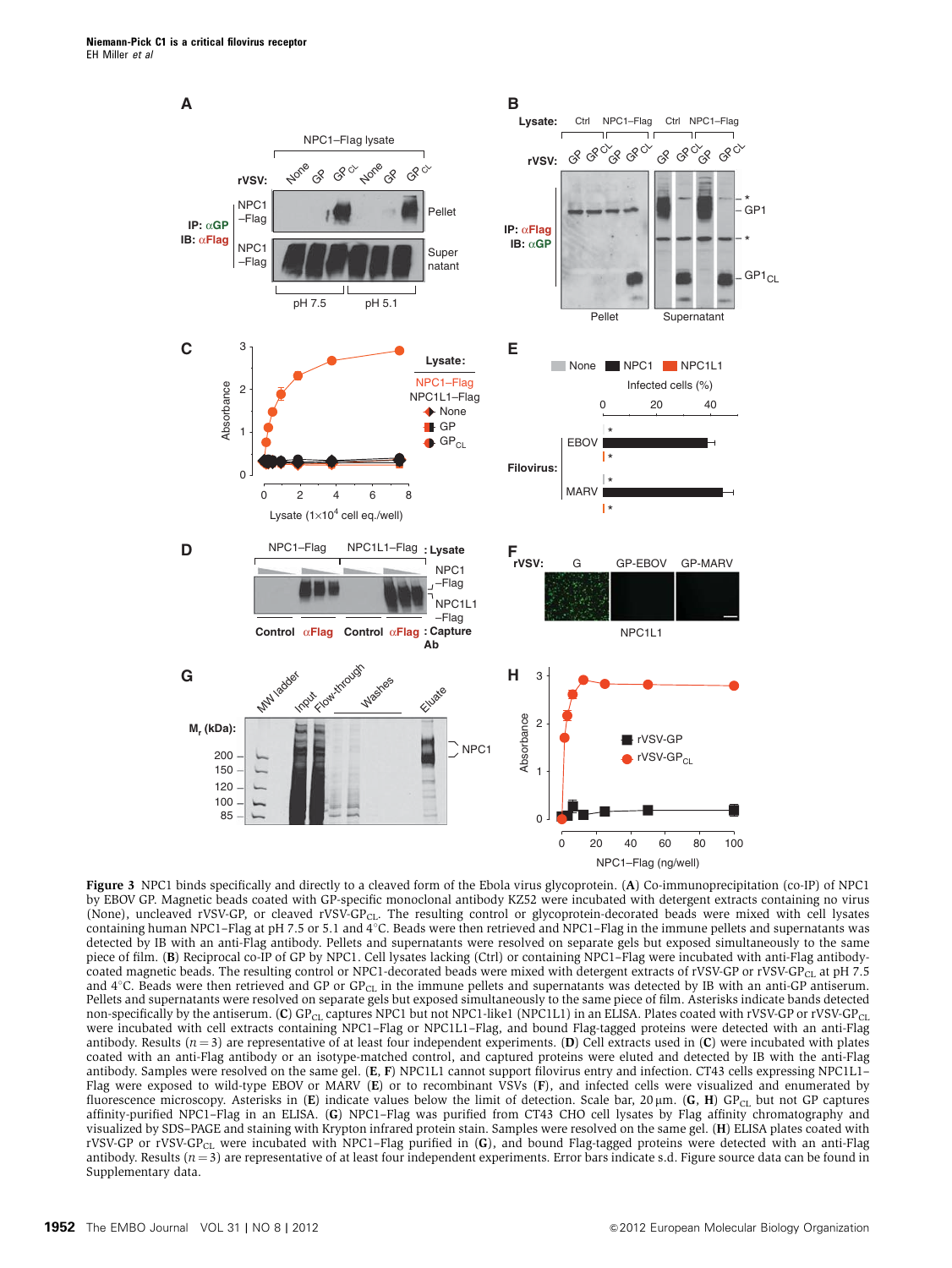**Figure 3** NPC1 binds specifically and directly to a cleaved form of the Ebola virus glycoprotein. (**A**) Co-immunoprecipitation (co-IP) of NPC1 by EBOV GP. Magnetic beads coated with GP-specific monoclonal antibody KZ52 were incubated with detergent extracts containing no virus (None), uncleaved rVSV-GP, or cleaved rVSV-$GP_{CL}$. The resulting control or glycoprotein-decorated beads were mixed with cell lysates containing human NPC1–Flag at pH 7.5 or 5.1 and 4°C. Beads were then retrieved and NPC1–Flag in the immune pellets and supernatants was detected by IB with an anti-Flag antibody. Pellets and supernatants were resolved on separate gels but exposed simultaneously to the same piece of film. (**B**) Reciprocal co-IP of GP by NPC1. Cell lysates lacking (Ctrl) or containing NPC1–Flag were incubated with anti-Flag antibody-coated magnetic beads. The resulting control or NPC1-decorated beads were mixed with detergent extracts of rVSV-GP or rVSV-$GP_{CL}$ at pH 7.5 and 4°C. Beads were then retrieved and GP or $GP_{CL}$ in the immune pellets and supernatants was detected by IB with an anti-GP antiserum. Pellets and supernatants were resolved on separate gels but exposed simultaneously to the same piece of film. Asterisks indicate bands detected non-specifically by the antiserum. (**C**) $GP_{CL}$ captures NPC1 but not NPC1-like1 (NPC1L1) in an ELISA. Plates coated with rVSV-GP or rVSV-$GP_{CL}$ were incubated with cell extracts containing NPC1–Flag or NPC1L1–Flag, and bound Flag-tagged proteins were detected with an anti-Flag antibody. Results ($n = 3$) are representative of at least four independent experiments. (**D**) Cell extracts used in (**C**) were incubated with plates coated with an anti-Flag antibody or an isotype-matched control, and captured proteins were eluted and detected by IB with the anti-Flag antibody. Samples were resolved on the same gel. (**E**, **F**) NPC1L1 cannot support filovirus entry and infection. CT43 cells expressing NPC1L1–Flag were exposed to wild-type EBOV or MARV (**E**) or to recombinant VSVs (**F**), and infected cells were visualized and enumerated by fluorescence microscopy. Asterisks in (**E**) indicate values below the limit of detection. Scale bar, 20 μm. (**G**, **H**) $GP_{CL}$ but not GP captures affinity-purified NPC1–Flag in an ELISA. (**G**) NPC1–Flag was purified from CT43 CHO cell lysates by Flag affinity chromatography and visualized by SDS–PAGE and staining with Krypton infrared protein stain. Samples were resolved on the same gel. (**H**) ELISA plates coated with rVSV-GP or rVSV-$GP_{CL}$ were incubated with NPC1–Flag purified in (**G**), and bound Flag-tagged proteins were detected with an anti-Flag antibody. Results ($n = 3$) are representative of at least four independent experiments. Error bars indicate s.d. Figure source data can be found in Supplementary data.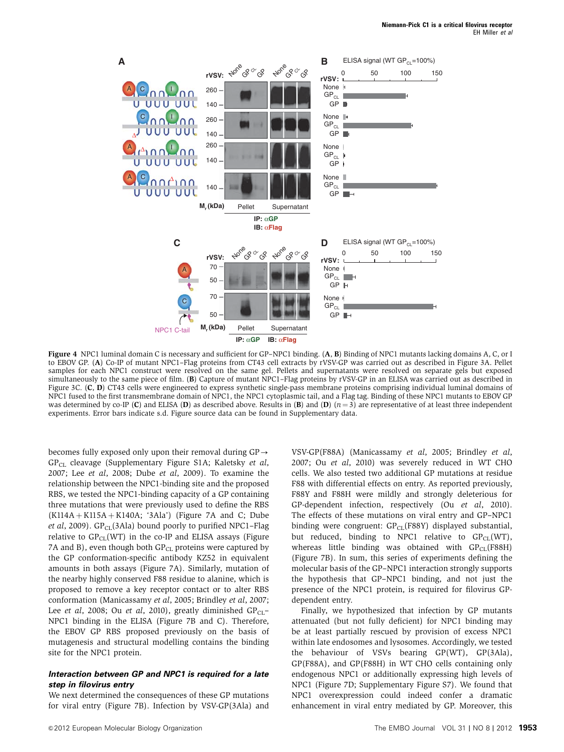**Figure 4** NPC1 luminal domain C is necessary and sufficient for GP–NPC1 binding. (**A**, **B**) Binding of NPC1 mutants lacking domains A, C, or I to EBOV GP. (**A**) Co-IP of mutant NPC1–Flag proteins from CT43 cell extracts by rVSV-GP was carried out as described in Figure 3A. Pellet samples for each NPC1 construct were resolved on the same gel. Pellets and supernatants were resolved on separate gels but exposed simultaneously to the same piece of film. (**B**) Capture of mutant NPC1–Flag proteins by rVSV-GP in an ELISA was carried out as described in Figure 3C. (**C**, **D**) CT43 cells were engineered to express synthetic single-pass membrane proteins comprising individual luminal domains of NPC1 fused to the first transmembrane domain of NPC1, the NPC1 cytoplasmic tail, and a Flag tag. Binding of these NPC1 mutants to EBOV GP was determined by co-IP (**C**) and ELISA (**D**) as described above. Results in (**B**) and (**D**) ($n = 3$) are representative of at least three independent experiments. Error bars indicate s.d. Figure source data can be found in Supplementary data.

becomes fully exposed only upon their removal during GP→$GP_{CL}$ cleavage (Supplementary Figure S1A; Kaletsky *et al*, 2007; Lee *et al*, 2008; Dube *et al*, 2009). To examine the relationship between the NPC1-binding site and the proposed RBS, we tested the NPC1-binding capacity of a GP containing three mutations that were previously used to define the RBS (K114A + K115A + K140A; '3Ala') (Figure 7A and C; Dube *et al*, 2009). $GP_{CL}$(3Ala) bound poorly to purified NPC1–Flag relative to $GP_{CL}$(WT) in the co-IP and ELISA assays (Figure 7A and B), even though both $GP_{CL}$ proteins were captured by the GP conformation-specific antibody KZ52 in equivalent amounts in both assays (Figure 7A). Similarly, mutation of the nearby highly conserved F88 residue to alanine, which is proposed to remove a key receptor contact or to alter RBS conformation (Manicassamy *et al*, 2005; Brindley *et al*, 2007; Lee *et al*, 2008; Ou *et al*, 2010), greatly diminished $GP_{CL}$–NPC1 binding in the ELISA (Figure 7B and C). Therefore, the EBOV GP RBS proposed previously on the basis of mutagenesis and structural modelling contains the binding site for the NPC1 protein.

### *Interaction between GP and NPC1 is required for a late step in filovirus entry*

We next determined the consequences of these GP mutations for viral entry (Figure 7B). Infection by VSV-GP(3Ala) and VSV-GP(F88A) (Manicassamy *et al*, 2005; Brindley *et al*, 2007; Ou *et al*, 2010) was severely reduced in WT CHO cells. We also tested two additional GP mutations at residue F88 with differential effects on entry. As reported previously, F88Y and F88H were mildly and strongly deleterious for GP-dependent infection, respectively (Ou *et al*, 2010). The effects of these mutations on viral entry and GP–NPC1 binding were congruent: $GP_{CL}$(F88Y) displayed substantial, but reduced, binding to NPC1 relative to $GP_{CL}$(WT), whereas little binding was obtained with $GP_{CL}$(F88H) (Figure 7B). In sum, this series of experiments defining the molecular basis of the GP–NPC1 interaction strongly supports the hypothesis that GP–NPC1 binding, and not just the presence of the NPC1 protein, is required for filovirus GP-dependent entry.

Finally, we hypothesized that infection by GP mutants attenuated (but not fully deficient) for NPC1 binding may be at least partially rescued by provision of excess NPC1 within late endosomes and lysosomes. Accordingly, we tested the behaviour of VSVs bearing GP(WT), GP(3Ala), GP(F88A), and GP(F88H) in WT CHO cells containing only endogenous NPC1 or additionally expressing high levels of NPC1 (Figure 7D; Supplementary Figure S7). We found that NPC1 overexpression could indeed confer a dramatic enhancement in viral entry mediated by GP. Moreover, this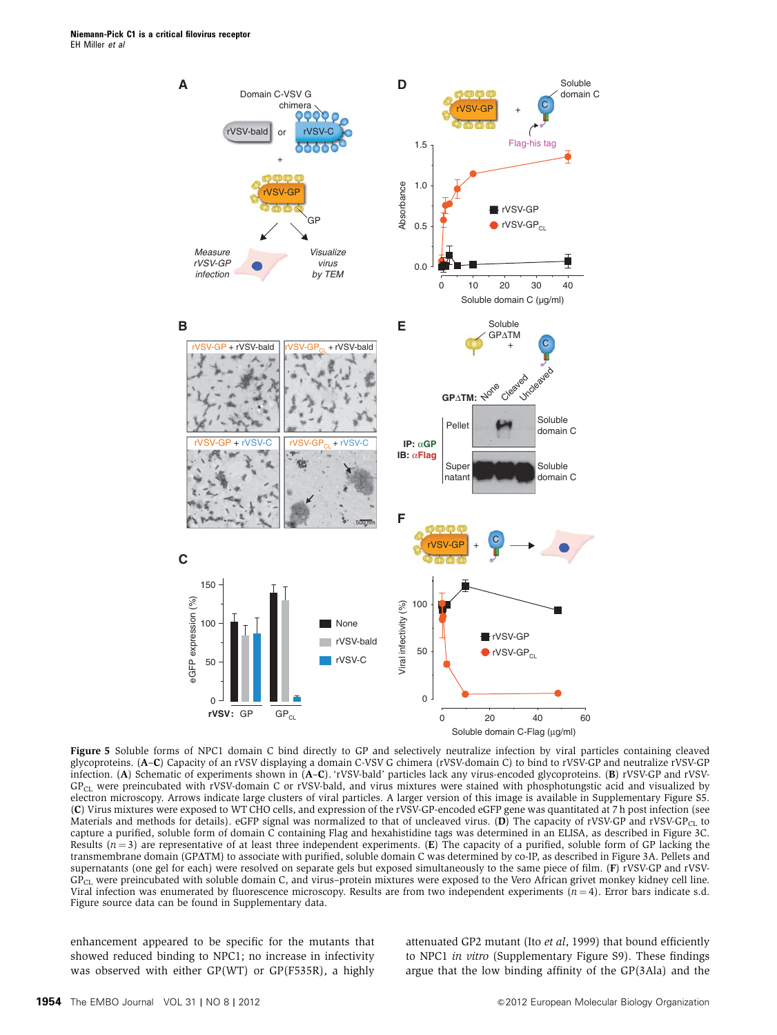**Figure 5** Soluble forms of NPC1 domain C bind directly to GP and selectively neutralize infection by viral particles containing cleaved glycoproteins. (**A**–**C**) Capacity of an rVSV displaying a domain C-VSV G chimera (rVSV-domain C) to bind to rVSV-GP and neutralize rVSV-GP infection. (**A**) Schematic of experiments shown in (**A**–**C**). 'rVSV-bald' particles lack any virus-encoded glycoproteins. (**B**) rVSV-GP and rVSV-$GP_{CL}$ were preincubated with rVSV-domain C or rVSV-bald, and virus mixtures were stained with phosphotungstic acid and visualized by electron microscopy. Arrows indicate large clusters of viral particles. A larger version of this image is available in Supplementary Figure S5. (**C**) Virus mixtures were exposed to WT CHO cells, and expression of the rVSV-GP-encoded eGFP gene was quantitated at 7 h post infection (see Materials and methods for details). eGFP signal was normalized to that of uncleaved virus. (**D**) The capacity of rVSV-GP and rVSV-$GP_{CL}$ to capture a purified, soluble form of domain C containing Flag and hexahistidine tags was determined in an ELISA, as described in Figure 3C. Results ($n=3$) are representative of at least three independent experiments. (**E**) The capacity of a purified, soluble form of GP lacking the transmembrane domain (GPΔTM) to associate with purified, soluble domain C was determined by co-IP, as described in Figure 3A. Pellets and supernatants (one gel for each) were resolved on separate gels but exposed simultaneously to the same piece of film. (**F**) rVSV-GP and rVSV-$GP_{CL}$ were preincubated with soluble domain C, and virus–protein mixtures were exposed to the Vero African grivet monkey kidney cell line. Viral infection was enumerated by fluorescence microscopy. Results are from two independent experiments ($n=4$). Error bars indicate s.d. Figure source data can be found in Supplementary data.

enhancement appeared to be specific for the mutants that showed reduced binding to NPC1; no increase in infectivity was observed with either GP(WT) or GP(F535R), a highly attenuated GP2 mutant (Ito *et al*, 1999) that bound efficiently to NPC1 *in vitro* (Supplementary Figure S9). These findings argue that the low binding affinity of the GP(3Ala) and the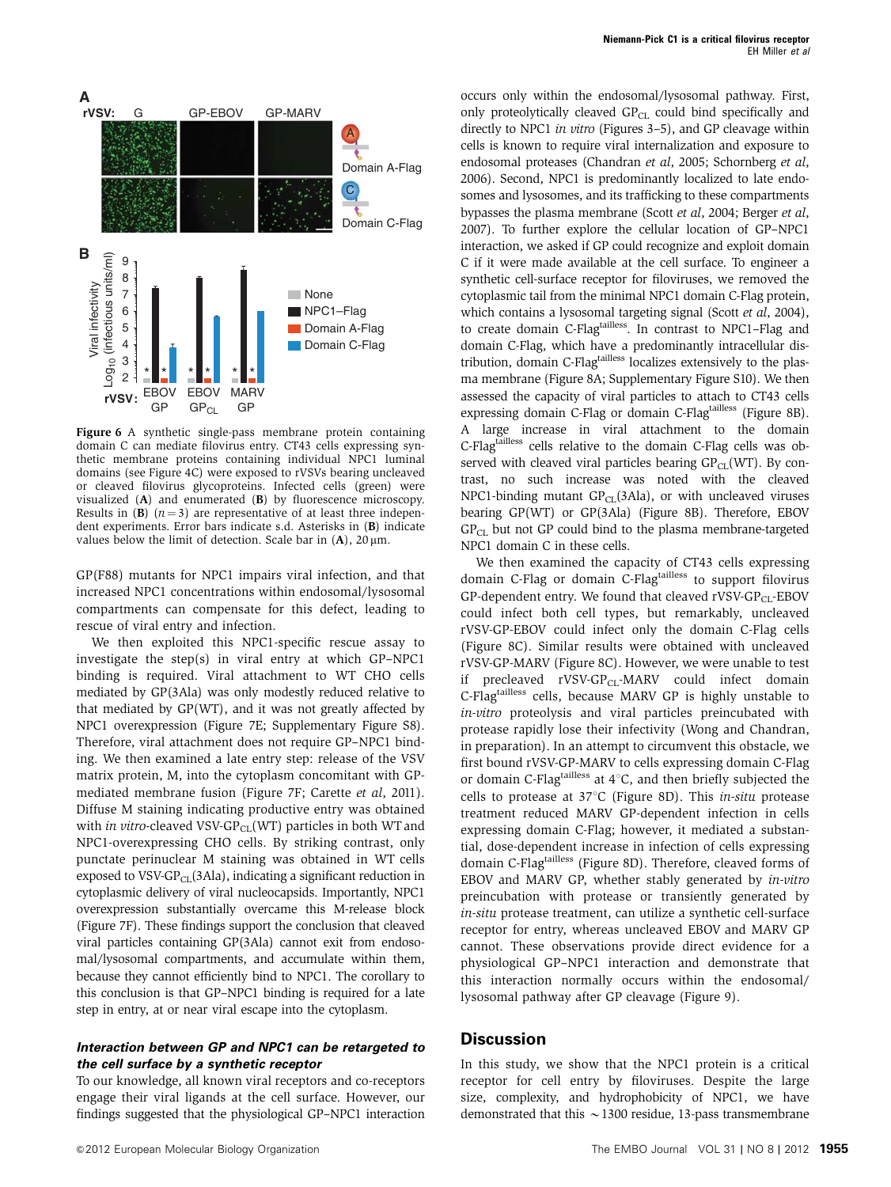Figure 6 A synthetic single-pass membrane protein containing domain C can mediate filovirus entry. CT43 cells expressing synthetic membrane proteins containing individual NPC1 luminal domains (see Figure 4C) were exposed to rVSVs bearing uncleaved or cleaved filovirus glycoproteins. Infected cells (green) were visualized (**A**) and enumerated (**B**) by fluorescence microscopy. Results in (**B**) ($n = 3$) are representative of at least three independent experiments. Error bars indicate s.d. Asterisks in (**B**) indicate values below the limit of detection. Scale bar in (**A**), 20 μm.

GP(F88) mutants for NPC1 impairs viral infection, and that increased NPC1 concentrations within endosomal/lysosomal compartments can compensate for this defect, leading to rescue of viral entry and infection.

We then exploited this NPC1-specific rescue assay to investigate the step(s) in viral entry at which GP–NPC1 binding is required. Viral attachment to WT CHO cells mediated by GP(3Ala) was only modestly reduced relative to that mediated by GP(WT), and it was not greatly affected by NPC1 overexpression (Figure 7E; Supplementary Figure S8). Therefore, viral attachment does not require GP–NPC1 binding. We then examined a late entry step: release of the VSV matrix protein, M, into the cytoplasm concomitant with GP-mediated membrane fusion (Figure 7F; Carette *et al*, 2011). Diffuse M staining indicating productive entry was obtained with *in vitro*-cleaved VSV-$GP_{CL}$(WT) particles in both WT and NPC1-overexpressing CHO cells. By striking contrast, only punctate perinuclear M staining was obtained in WT cells exposed to VSV-$GP_{CL}$(3Ala), indicating a significant reduction in cytoplasmic delivery of viral nucleocapsids. Importantly, NPC1 overexpression substantially overcame this M-release block (Figure 7F). These findings support the conclusion that cleaved viral particles containing GP(3Ala) cannot exit from endosomal/lysosomal compartments, and accumulate within them, because they cannot efficiently bind to NPC1. The corollary to this conclusion is that GP–NPC1 binding is required for a late step in entry, at or near viral escape into the cytoplasm.

### *Interaction between GP and NPC1 can be retargeted to the cell surface by a synthetic receptor*

To our knowledge, all known viral receptors and co-receptors engage their viral ligands at the cell surface. However, our findings suggested that the physiological GP–NPC1 interaction occurs only within the endosomal/lysosomal pathway. First, only proteolytically cleaved $GP_{CL}$ could bind specifically and directly to NPC1 *in vitro* (Figures 3–5), and GP cleavage within cells is known to require viral internalization and exposure to endosomal proteases (Chandran *et al*, 2005; Schornberg *et al*, 2006). Second, NPC1 is predominantly localized to late endosomes and lysosomes, and its trafficking to these compartments bypasses the plasma membrane (Scott *et al*, 2004; Berger *et al*, 2007). To further explore the cellular location of GP–NPC1 interaction, we asked if GP could recognize and exploit domain C if it were made available at the cell surface. To engineer a synthetic cell-surface receptor for filoviruses, we removed the cytoplasmic tail from the minimal NPC1 domain C-Flag protein, which contains a lysosomal targeting signal (Scott *et al*, 2004), to create domain C-$Flag^{tailless}$. In contrast to NPC1–Flag and domain C-Flag, which have a predominantly intracellular distribution, domain C-$Flag^{tailless}$ localizes extensively to the plasma membrane (Figure 8A; Supplementary Figure S10). We then assessed the capacity of viral particles to attach to CT43 cells expressing domain C-Flag or domain C-$Flag^{tailless}$ (Figure 8B). A large increase in viral attachment to the domain C-$Flag^{tailless}$ cells relative to the domain C-Flag cells was observed with cleaved viral particles bearing $GP_{CL}$(WT). By contrast, no such increase was noted with the cleaved NPC1-binding mutant $GP_{CL}$(3Ala), or with uncleaved viruses bearing GP(WT) or GP(3Ala) (Figure 8B). Therefore, EBOV $GP_{CL}$ but not GP could bind to the plasma membrane-targeted NPC1 domain C in these cells.

We then examined the capacity of CT43 cells expressing domain C-Flag or domain C-$Flag^{tailless}$ to support filovirus GP-dependent entry. We found that cleaved rVSV-$GP_{CL}$-EBOV could infect both cell types, but remarkably, uncleaved rVSV-GP-EBOV could infect only the domain C-Flag cells (Figure 8C). Similar results were obtained with uncleaved rVSV-GP-MARV (Figure 8C). However, we were unable to test if precleaved rVSV-$GP_{CL}$-MARV could infect domain C-$Flag^{tailless}$ cells, because MARV GP is highly unstable to *in-vitro* proteolysis and viral particles preincubated with protease rapidly lose their infectivity (Wong and Chandran, in preparation). In an attempt to circumvent this obstacle, we first bound rVSV-GP-MARV to cells expressing domain C-Flag or domain C-$Flag^{tailless}$ at 4°C, and then briefly subjected the cells to protease at 37°C (Figure 8D). This *in-situ* protease treatment reduced MARV GP-dependent infection in cells expressing domain C-Flag; however, it mediated a substantial, dose-dependent increase in infection of cells expressing domain C-$Flag^{tailless}$ (Figure 8D). Therefore, cleaved forms of EBOV and MARV GP, whether stably generated by *in-vitro* preincubation with protease or transiently generated by *in-situ* protease treatment, can utilize a synthetic cell-surface receptor for entry, whereas uncleaved EBOV and MARV GP cannot. These observations provide direct evidence for a physiological GP–NPC1 interaction and demonstrate that this interaction normally occurs within the endosomal/lysosomal pathway after GP cleavage (Figure 9).

## Discussion

In this study, we show that the NPC1 protein is a critical receptor for cell entry by filoviruses. Despite the large size, complexity, and hydrophobicity of NPC1, we have demonstrated that this ~1300 residue, 13-pass transmembrane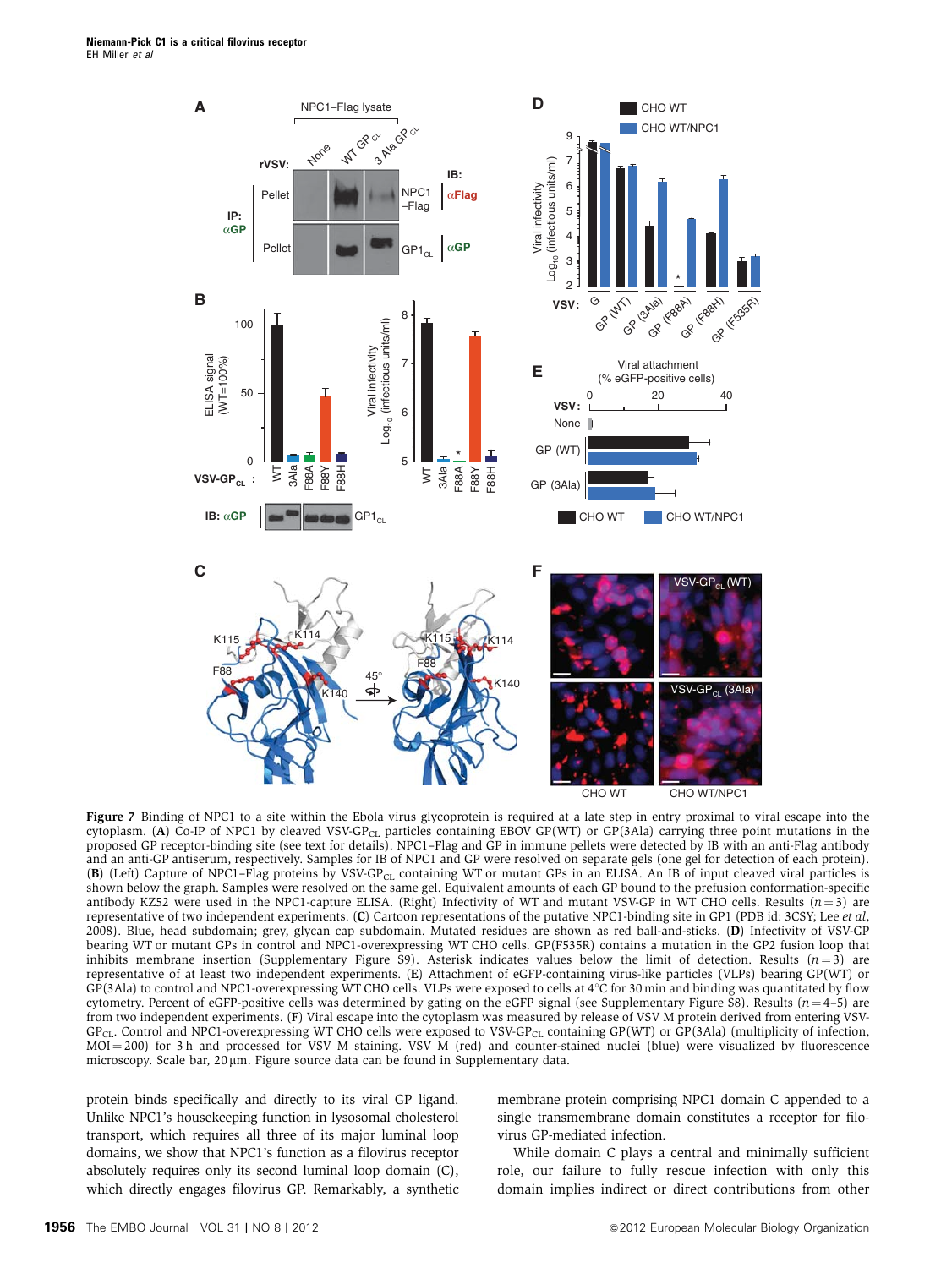**Figure 7** Binding of NPC1 to a site within the Ebola virus glycoprotein is required at a late step in entry proximal to viral escape into the cytoplasm. (**A**) Co-IP of NPC1 by cleaved VSV-GP$_{CL}$ particles containing EBOV GP(WT) or GP(3Ala) carrying three point mutations in the proposed GP receptor-binding site (see text for details). NPC1–Flag and GP in immune pellets were detected by IB with an anti-Flag antibody and an anti-GP antiserum, respectively. Samples for IB of NPC1 and GP were resolved on separate gels (one gel for detection of each protein). (**B**) (Left) Capture of NPC1–Flag proteins by VSV-GP$_{CL}$ containing WT or mutant GPs in an ELISA. An IB of input cleaved viral particles is shown below the graph. Samples were resolved on the same gel. Equivalent amounts of each GP bound to the prefusion conformation-specific antibody KZ52 were used in the NPC1-capture ELISA. (Right) Infectivity of WT and mutant VSV-GP in WT CHO cells. Results ($n = 3$) are representative of two independent experiments. (**C**) Cartoon representations of the putative NPC1-binding site in GP1 (PDB id: 3CSY; Lee *et al*, 2008). Blue, head subdomain; grey, glycan cap subdomain. Mutated residues are shown as red ball-and-sticks. (**D**) Infectivity of VSV-GP bearing WT or mutant GPs in control and NPC1-overexpressing WT CHO cells. GP(F535R) contains a mutation in the GP2 fusion loop that inhibits membrane insertion (Supplementary Figure S9). Asterisk indicates values below the limit of detection. Results ($n = 3$) are representative of at least two independent experiments. (**E**) Attachment of eGFP-containing virus-like particles (VLPs) bearing GP(WT) or GP(3Ala) to control and NPC1-overexpressing WT CHO cells. VLPs were exposed to cells at 4°C for 30 min and binding was quantitated by flow cytometry. Percent of eGFP-positive cells was determined by gating on the eGFP signal (see Supplementary Figure S8). Results ($n = 4$–5) are from two independent experiments. (**F**) Viral escape into the cytoplasm was measured by release of VSV M protein derived from entering VSV-GP$_{CL}$. Control and NPC1-overexpressing WT CHO cells were exposed to VSV-GP$_{CL}$ containing GP(WT) or GP(3Ala) (multiplicity of infection, MOI = 200) for 3 h and processed for VSV M staining. VSV M (red) and counter-stained nuclei (blue) were visualized by fluorescence microscopy. Scale bar, 20 μm. Figure source data can be found in Supplementary data.

protein binds specifically and directly to its viral GP ligand. Unlike NPC1's housekeeping function in lysosomal cholesterol transport, which requires all three of its major luminal loop domains, we show that NPC1's function as a filovirus receptor absolutely requires only its second luminal loop domain (C), which directly engages filovirus GP. Remarkably, a synthetic membrane protein comprising NPC1 domain C appended to a single transmembrane domain constitutes a receptor for filovirus GP-mediated infection.

While domain C plays a central and minimally sufficient role, our failure to fully rescue infection with only this domain implies indirect or direct contributions from other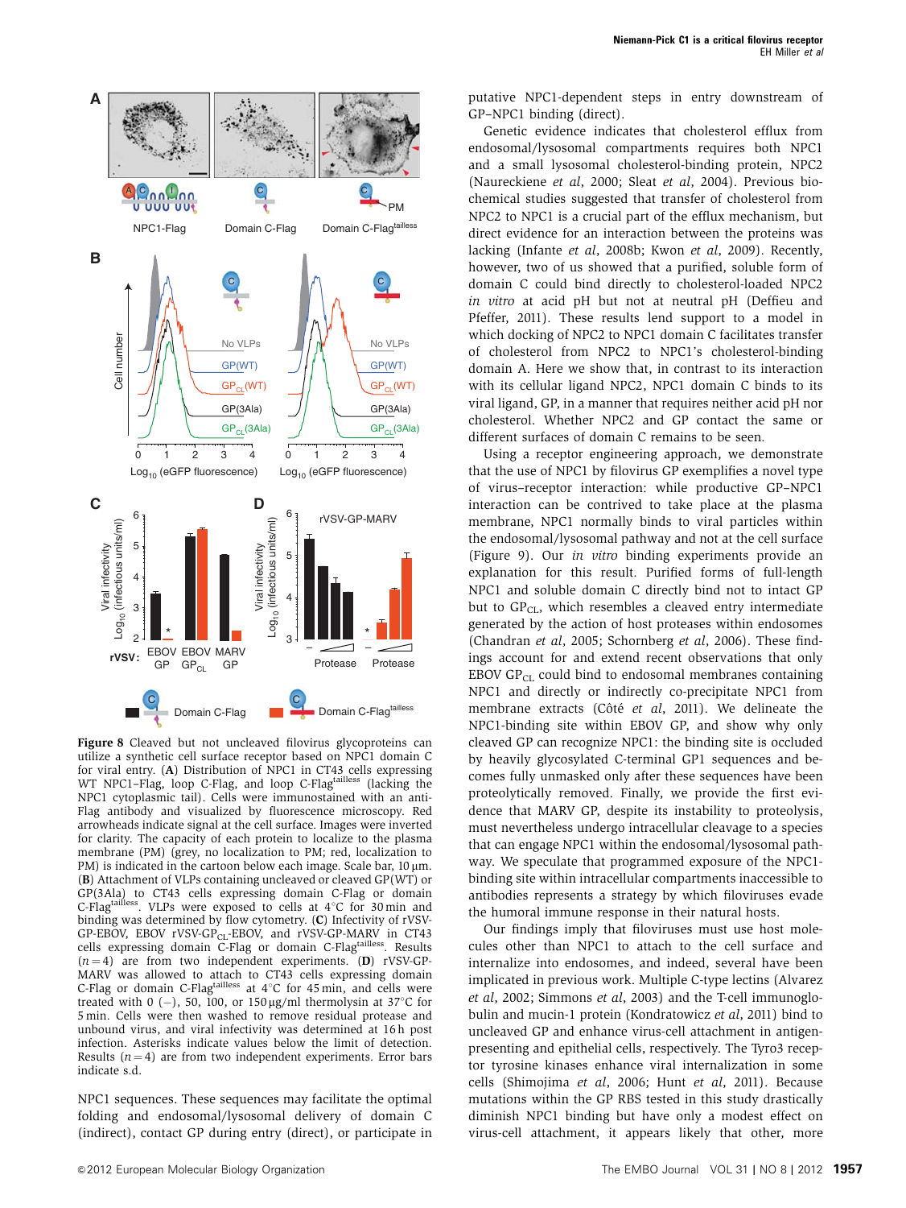**Figure 8** Cleaved but not uncleaved filovirus glycoproteins can utilize a synthetic cell surface receptor based on NPC1 domain C for viral entry. (**A**) Distribution of NPC1 in CT43 cells expressing WT NPC1–Flag, loop C-Flag, and loop C-Flag[tailless] (lacking the NPC1 cytoplasmic tail). Cells were immunostained with an anti-Flag antibody and visualized by fluorescence microscopy. Red arrowheads indicate signal at the cell surface. Images were inverted for clarity. The capacity of each protein to localize to the plasma membrane (PM) (grey, no localization to PM; red, localization to PM) is indicated in the cartoon below each image. Scale bar, 10 μm. (**B**) Attachment of VLPs containing uncleaved or cleaved GP(WT) or GP(3Ala) to CT43 cells expressing domain C-Flag or domain C-Flag[tailless]. VLPs were exposed to cells at 4°C for 30 min and binding was determined by flow cytometry. (**C**) Infectivity of rVSV-GP-EBOV, EBOV rVSV-$GP_{CL}$-EBOV, and rVSV-GP-MARV in CT43 cells expressing domain C-Flag or domain C-Flag[tailless]. Results ($n = 4$) are from two independent experiments. (**D**) rVSV-GP-MARV was allowed to attach to CT43 cells expressing domain C-Flag or domain C-Flag[tailless] at 4°C for 45 min, and cells were treated with 0 (−), 50, 100, or 150 μg/ml thermolysin at 37°C for 5 min. Cells were then washed to remove residual protease and unbound virus, and viral infectivity was determined at 16 h post infection. Asterisks indicate values below the limit of detection. Results ($n = 4$) are from two independent experiments. Error bars indicate s.d.

NPC1 sequences. These sequences may facilitate the optimal folding and endosomal/lysosomal delivery of domain C (indirect), contact GP during entry (direct), or participate in putative NPC1-dependent steps in entry downstream of GP–NPC1 binding (direct).

Genetic evidence indicates that cholesterol efflux from endosomal/lysosomal compartments requires both NPC1 and a small lysosomal cholesterol-binding protein, NPC2 (Naureckiene *et al*, 2000; Sleat *et al*, 2004). Previous biochemical studies suggested that transfer of cholesterol from NPC2 to NPC1 is a crucial part of the efflux mechanism, but direct evidence for an interaction between the proteins was lacking (Infante *et al*, 2008b; Kwon *et al*, 2009). Recently, however, two of us showed that a purified, soluble form of domain C could bind directly to cholesterol-loaded NPC2 *in vitro* at acid pH but not at neutral pH (Deffieu and Pfeffer, 2011). These results lend support to a model in which docking of NPC2 to NPC1 domain C facilitates transfer of cholesterol from NPC2 to NPC1's cholesterol-binding domain A. Here we show that, in contrast to its interaction with its cellular ligand NPC2, NPC1 domain C binds to its viral ligand, GP, in a manner that requires neither acid pH nor cholesterol. Whether NPC2 and GP contact the same or different surfaces of domain C remains to be seen.

Using a receptor engineering approach, we demonstrate that the use of NPC1 by filovirus GP exemplifies a novel type of virus–receptor interaction: while productive GP–NPC1 interaction can be contrived to take place at the plasma membrane, NPC1 normally binds to viral particles within the endosomal/lysosomal pathway and not at the cell surface (Figure 9). Our *in vitro* binding experiments provide an explanation for this result. Purified forms of full-length NPC1 and soluble domain C directly bind not to intact GP but to $GP_{CL}$, which resembles a cleaved entry intermediate generated by the action of host proteases within endosomes (Chandran *et al*, 2005; Schornberg *et al*, 2006). These findings account for and extend recent observations that only EBOV $GP_{CL}$ could bind to endosomal membranes containing NPC1 and directly or indirectly co-precipitate NPC1 from membrane extracts (Côté *et al*, 2011). We delineate the NPC1-binding site within EBOV GP, and show why only cleaved GP can recognize NPC1: the binding site is occluded by heavily glycosylated C-terminal GP1 sequences and becomes fully unmasked only after these sequences have been proteolytically removed. Finally, we provide the first evidence that MARV GP, despite its instability to proteolysis, must nevertheless undergo intracellular cleavage to a species that can engage NPC1 within the endosomal/lysosomal pathway. We speculate that programmed exposure of the NPC1-binding site within intracellular compartments inaccessible to antibodies represents a strategy by which filoviruses evade the humoral immune response in their natural hosts.

Our findings imply that filoviruses must use host molecules other than NPC1 to attach to the cell surface and internalize into endosomes, and indeed, several have been implicated in previous work. Multiple C-type lectins (Alvarez *et al*, 2002; Simmons *et al*, 2003) and the T-cell immunoglobulin and mucin-1 protein (Kondratowicz *et al*, 2011) bind to uncleaved GP and enhance virus-cell attachment in antigen-presenting and epithelial cells, respectively. The Tyro3 receptor tyrosine kinases enhance viral internalization in some cells (Shimojima *et al*, 2006; Hunt *et al*, 2011). Because mutations within the GP RBS tested in this study drastically diminish NPC1 binding but have only a modest effect on virus-cell attachment, it appears likely that other, more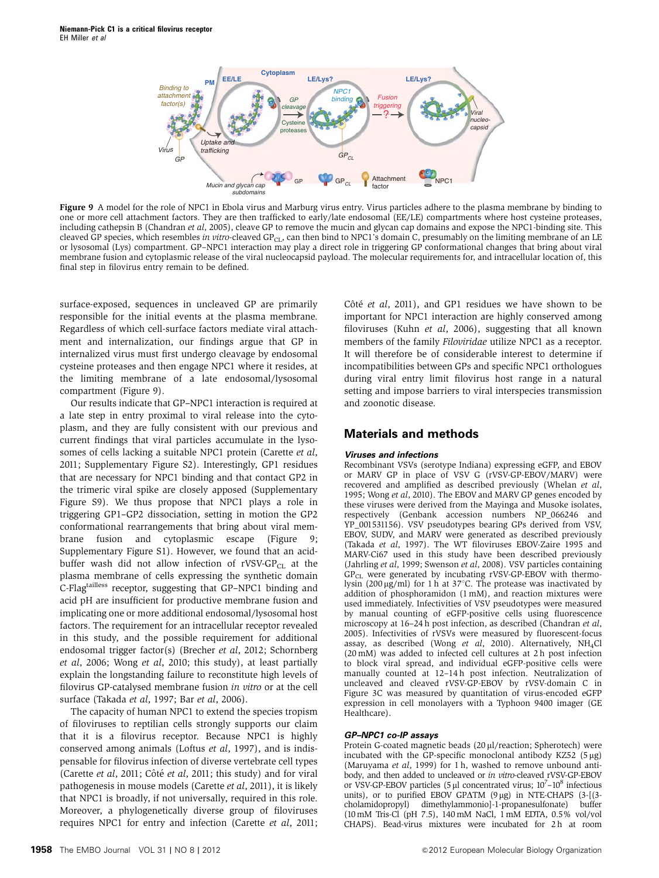**Figure 9** A model for the role of NPC1 in Ebola virus and Marburg virus entry. Virus particles adhere to the plasma membrane by binding to one or more cell attachment factors. They are then trafficked to early/late endosomal (EE/LE) compartments where host cysteine proteases, including cathepsin B (Chandran *et al*, 2005), cleave GP to remove the mucin and glycan cap domains and expose the NPC1-binding site. This cleaved GP species, which resembles *in vitro*-cleaved $GP_{CL}$, can then bind to NPC1's domain C, presumably on the limiting membrane of an LE or lysosomal (Lys) compartment. GP–NPC1 interaction may play a direct role in triggering GP conformational changes that bring about viral membrane fusion and cytoplasmic release of the viral nucleocapsid payload. The molecular requirements for, and intracellular location of, this final step in filovirus entry remain to be defined.

surface-exposed, sequences in uncleaved GP are primarily responsible for the initial events at the plasma membrane. Regardless of which cell-surface factors mediate viral attachment and internalization, our findings argue that GP in internalized virus must first undergo cleavage by endosomal cysteine proteases and then engage NPC1 where it resides, at the limiting membrane of a late endosomal/lysosomal compartment (Figure 9).

Our results indicate that GP–NPC1 interaction is required at a late step in entry proximal to viral release into the cytoplasm, and they are fully consistent with our previous and current findings that viral particles accumulate in the lysosomes of cells lacking a suitable NPC1 protein (Carette *et al*, 2011; Supplementary Figure S2). Interestingly, GP1 residues that are necessary for NPC1 binding and that contact GP2 in the trimeric viral spike are closely apposed (Supplementary Figure S9). We thus propose that NPC1 plays a role in triggering GP1–GP2 dissociation, setting in motion the GP2 conformational rearrangements that bring about viral membrane fusion and cytoplasmic escape (Figure 9; Supplementary Figure S1). However, we found that an acid-buffer wash did not allow infection of rVSV-$GP_{CL}$ at the plasma membrane of cells expressing the synthetic domain C-Flag$^{tailless}$ receptor, suggesting that GP–NPC1 binding and acid pH are insufficient for productive membrane fusion and implicating one or more additional endosomal/lysosomal host factors. The requirement for an intracellular receptor revealed in this study, and the possible requirement for additional endosomal trigger factor(s) (Brecher *et al*, 2012; Schornberg *et al*, 2006; Wong *et al*, 2010; this study), at least partially explain the longstanding failure to reconstitute high levels of filovirus GP-catalysed membrane fusion *in vitro* or at the cell surface (Takada *et al*, 1997; Bar *et al*, 2006).

The capacity of human NPC1 to extend the species tropism of filoviruses to reptilian cells strongly supports our claim that it is a filovirus receptor. Because NPC1 is highly conserved among animals (Loftus *et al*, 1997), and is indispensable for filovirus infection of diverse vertebrate cell types (Carette *et al*, 2011; Côté *et al*, 2011; this study) and for viral pathogenesis in mouse models (Carette *et al*, 2011), it is likely that NPC1 is broadly, if not universally, required in this role. Moreover, a phylogenetically diverse group of filoviruses requires NPC1 for entry and infection (Carette *et al*, 2011; Côté *et al*, 2011), and GP1 residues we have shown to be important for NPC1 interaction are highly conserved among filoviruses (Kuhn *et al*, 2006), suggesting that all known members of the family *Filoviridae* utilize NPC1 as a receptor. It will therefore be of considerable interest to determine if incompatibilities between GPs and specific NPC1 orthologues during viral entry limit filovirus host range in a natural setting and impose barriers to viral interspecies transmission and zoonotic disease.

## Materials and methods

### *Viruses and infections*

Recombinant VSVs (serotype Indiana) expressing eGFP, and EBOV or MARV GP in place of VSV G (rVSV-GP-EBOV/MARV) were recovered and amplified as described previously (Whelan *et al*, 1995; Wong *et al*, 2010). The EBOV and MARV GP genes encoded by these viruses were derived from the Mayinga and Musoke isolates, respectively (Genbank accession numbers NP_066246 and YP_001531156). VSV pseudotypes bearing GPs derived from VSV, EBOV, SUDV, and MARV were generated as described previously (Takada *et al*, 1997). The WT filoviruses EBOV-Zaire 1995 and MARV-Ci67 used in this study have been described previously (Jahrling *et al*, 1999; Swenson *et al*, 2008). VSV particles containing $GP_{CL}$ were generated by incubating rVSV-GP-EBOV with thermolysin (200 μg/ml) for 1 h at 37°C. The protease was inactivated by addition of phosphoramidon (1 mM), and reaction mixtures were used immediately. Infectivities of VSV pseudotypes were measured by manual counting of eGFP-positive cells using fluorescence microscopy at 16–24 h post infection, as described (Chandran *et al*, 2005). Infectivities of rVSVs were measured by fluorescent-focus assay, as described (Wong *et al*, 2010). Alternatively, $NH_4Cl$ (20 mM) was added to infected cell cultures at 2 h post infection to block viral spread, and individual eGFP-positive cells were manually counted at 12–14 h post infection. Neutralization of uncleaved and cleaved rVSV-GP-EBOV by rVSV-domain C in Figure 3C was measured by quantitation of virus-encoded eGFP expression in cell monolayers with a Typhoon 9400 imager (GE Healthcare).

### *GP–NPC1 co-IP assays*

Protein G-coated magnetic beads (20 μl/reaction; Spherotech) were incubated with the GP-specific monoclonal antibody KZ52 (5 μg) (Maruyama *et al*, 1999) for 1 h, washed to remove unbound antibody, and then added to uncleaved or *in vitro*-cleaved rVSV-GP-EBOV or VSV-GP-EBOV particles (5 μl concentrated virus; $10^7$–$10^8$ infectious units), or to purified EBOV GPΔTM (9 μg) in NTE-CHAPS (3-[(3-cholamidopropyl) dimethylammonio]-1-propanesulfonate) buffer (10 mM Tris-Cl (pH 7.5), 140 mM NaCl, 1 mM EDTA, 0.5% vol/vol CHAPS). Bead-virus mixtures were incubated for 2 h at room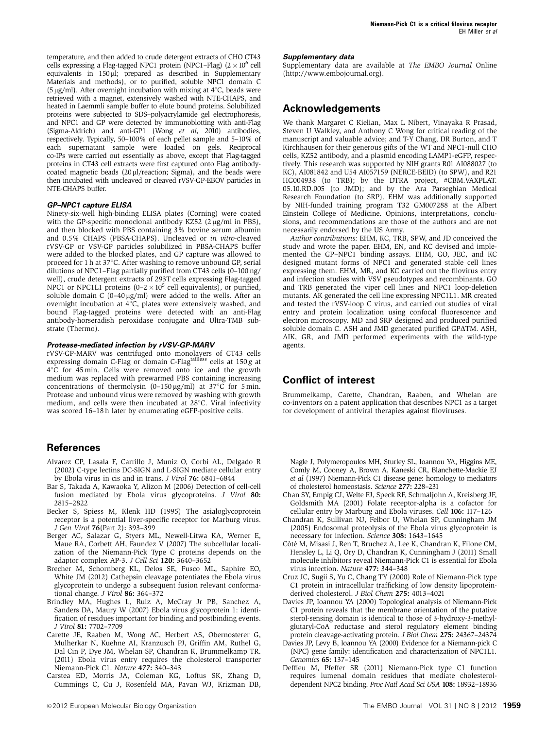temperature, and then added to crude detergent extracts of CHO CT43 cells expressing a Flag-tagged NPC1 protein (NPC1–Flag) ($2 \times 10^6$ cell equivalents in 150 μl; prepared as described in Supplementary Materials and methods), or to purified, soluble NPC1 domain C (5 μg/ml). After overnight incubation with mixing at 4°C, beads were retrieved with a magnet, extensively washed with NTE-CHAPS, and heated in Laemmli sample buffer to elute bound proteins. Solubilized proteins were subjected to SDS–polyacrylamide gel electrophoresis, and NPC1 and GP were detected by immunoblotting with anti-Flag (Sigma-Aldrich) and anti-GP1 (Wong *et al*, 2010) antibodies, respectively. Typically, 50–100% of each pellet sample and 5–10% of each supernatant sample were loaded on gels. Reciprocal co-IPs were carried out essentially as above, except that Flag-tagged proteins in CT43 cell extracts were first captured onto Flag antibody-coated magnetic beads (20 μl/reaction; Sigma), and the beads were then incubated with uncleaved or cleaved rVSV-GP-EBOV particles in NTE-CHAPS buffer.

#### GP–NPC1 capture ELISA

Ninety-six-well high-binding ELISA plates (Corning) were coated with the GP-specific monoclonal antibody KZ52 (2 μg/ml in PBS), and then blocked with PBS containing 3% bovine serum albumin and 0.5% CHAPS (PBSA-CHAPS). Uncleaved or *in vitro*-cleaved rVSV-GP or VSV-GP particles solubilized in PBSA-CHAPS buffer were added to the blocked plates, and GP capture was allowed to proceed for 1 h at 37°C. After washing to remove unbound GP, serial dilutions of NPC1–Flag partially purified from CT43 cells (0–100 ng/well), crude detergent extracts of 293T cells expressing Flag-tagged NPC1 or NPC1L1 proteins ($0–2 \times 10^5$ cell equivalents), or purified, soluble domain C (0–40 μg/ml) were added to the wells. After an overnight incubation at 4°C, plates were extensively washed, and bound Flag-tagged proteins were detected with an anti-Flag antibody-horseradish peroxidase conjugate and Ultra-TMB substrate (Thermo).

#### Protease-mediated infection by rVSV-GP-MARV

rVSV-GP-MARV was centrifuged onto monolayers of CT43 cells expressing domain C-Flag or domain C-Flag$^{\text{tailless}}$ cells at 150 *g* at 4°C for 45 min. Cells were removed onto ice and the growth medium was replaced with prewarmed PBS containing increasing concentrations of thermolysin (0–150 μg/ml) at 37°C for 5 min. Protease and unbound virus were removed by washing with growth medium, and cells were then incubated at 28°C. Viral infectivity was scored 16–18 h later by enumerating eGFP-positive cells.

#### Supplementary data

Supplementary data are available at *The EMBO Journal* Online (http://www.embojournal.org).

## Acknowledgements

We thank Margaret C Kielian, Max L Nibert, Vinayaka R Prasad, Steven U Walkley, and Anthony C Wong for critical reading of the manuscript and valuable advice; and T-Y Chang, DR Burton, and T Kirchhausen for their generous gifts of the WT and NPC1-null CHO cells, KZ52 antibody, and a plasmid encoding LAMP1-eGFP, respectively. This research was supported by NIH grants R01 AI088027 (to KC), AI081842 and U54 AI057159 (NERCE-BEID) (to SPW), and R21 HG004938 (to TRB); by the DTRA project, #CBM.VAXPLAT.05.10.RD.005 (to JMD); and by the Ara Parseghian Medical Research Foundation (to SRP). EHM was additionally supported by NIH-funded training program T32 GM007288 at the Albert Einstein College of Medicine. Opinions, interpretations, conclusions, and recommendations are those of the authors and are not necessarily endorsed by the US Army.

*Author contributions:* EHM, KC, TRB, SPW, and JD conceived the study and wrote the paper. EHM, EN, and KC devised and implemented the GP–NPC1 binding assays. EHM, GO, JEC, and KC designed mutant forms of NPC1 and generated stable cell lines expressing them. EHM, MR, and KC carried out the filovirus entry and infection studies with VSV pseudotypes and recombinants. GO and TRB generated the viper cell lines and NPC1 loop-deletion mutants. AK generated the cell line expressing NPC1L1. MR created and tested the rVSV-loop C virus, and carried out studies of viral entry and protein localization using confocal fluorescence and electron microscopy. MD and SRP designed and produced purified soluble domain C. ASH and JMD generated purified GPΔTM. ASH, AIK, GR, and JMD performed experiments with the wild-type agents.

## Conflict of interest

Brummelkamp, Carette, Chandran, Raaben, and Whelan are co-inventors on a patent application that describes NPC1 as a target for development of antiviral therapies against filoviruses.

## References

Alvarez CP, Lasala F, Carrillo J, Muniz O, Corbi AL, Delgado R (2002) C-type lectins DC-SIGN and L-SIGN mediate cellular entry by Ebola virus in cis and in trans. *J Virol* **76:** 6841–6844

Bar S, Takada A, Kawaoka Y, Alizon M (2006) Detection of cell-cell fusion mediated by Ebola virus glycoproteins. *J Virol* **80:** 2815–2822

Becker S, Spiess M, Klenk HD (1995) The asialoglycoprotein receptor is a potential liver-specific receptor for Marburg virus. *J Gen Virol* **76**(Part 2)**:** 393–399

Berger AC, Salazar G, Styers ML, Newell-Litwa KA, Werner E, Maue RA, Corbett AH, Faundez V (2007) The subcellular localization of the Niemann-Pick Type C proteins depends on the adaptor complex AP-3. *J Cell Sci* **120:** 3640–3652

Brecher M, Schornberg KL, Delos SE, Fusco ML, Saphire EO, White JM (2012) Cathepsin cleavage potentiates the Ebola virus glycoprotein to undergo a subsequent fusion relevant conformational change. *J Virol* **86:** 364–372

Brindley MA, Hughes L, Ruiz A, McCray Jr PB, Sanchez A, Sanders DA, Maury W (2007) Ebola virus glycoprotein 1: identification of residues important for binding and postbinding events. *J Virol* **81:** 7702–7709

Carette JE, Raaben M, Wong AC, Herbert AS, Obernosterer G, Mulherkar N, Kuehne AI, Kranzusch PJ, Griffin AM, Ruthel G, Dal Cin P, Dye JM, Whelan SP, Chandran K, Brummelkamp TR. (2011) Ebola virus entry requires the cholesterol transporter Niemann-Pick C1. *Nature* **477:** 340–343

Carstea ED, Morris JA, Coleman KG, Loftus SK, Zhang D, Cummings C, Gu J, Rosenfeld MA, Pavan WJ, Krizman DB, Nagle J, Polymeropoulos MH, Sturley SL, Ioannou YA, Higgins ME, Comly M, Cooney A, Brown A, Kaneski CR, Blanchette-Mackie EJ *et al* (1997) Niemann-Pick C1 disease gene: homology to mediators of cholesterol homeostasis. *Science* **277:** 228–231

Chan SY, Empig CJ, Welte FJ, Speck RF, Schmaljohn A, Kreisberg JF, Goldsmith MA (2001) Folate receptor-alpha is a cofactor for cellular entry by Marburg and Ebola viruses. *Cell* **106:** 117–126

Chandran K, Sullivan NJ, Felbor U, Whelan SP, Cunningham JM (2005) Endosomal proteolysis of the Ebola virus glycoprotein is necessary for infection. *Science* **308:** 1643–1645

Côté M, Misasi J, Ren T, Bruchez A, Lee K, Chandran K, Filone CM, Hensley L, Li Q, Ory D, Chandran K, Cunningham J (2011) Small molecule inhibitors reveal Niemann-Pick C1 is essential for Ebola virus infection. *Nature* **477:** 344–348

Cruz JC, Sugii S, Yu C, Chang TY (2000) Role of Niemann-Pick type C1 protein in intracellular trafficking of low density lipoprotein-derived cholesterol. *J Biol Chem* **275:** 4013–4021

Davies JP, Ioannou YA (2000) Topological analysis of Niemann-Pick C1 protein reveals that the membrane orientation of the putative sterol-sensing domain is identical to those of 3-hydroxy-3-methylglutaryl-CoA reductase and sterol regulatory element binding protein cleavage-activating protein. *J Biol Chem* **275:** 24367–24374

Davies JP, Levy B, Ioannou YA (2000) Evidence for a Niemann-pick C (NPC) gene family: identification and characterization of NPC1L1. *Genomics* **65:** 137–145

Deffieu M, Pfeffer SR (2011) Niemann-Pick type C1 function requires lumenal domain residues that mediate cholesterol-dependent NPC2 binding. *Proc Natl Acad Sci USA* **108:** 18932–18936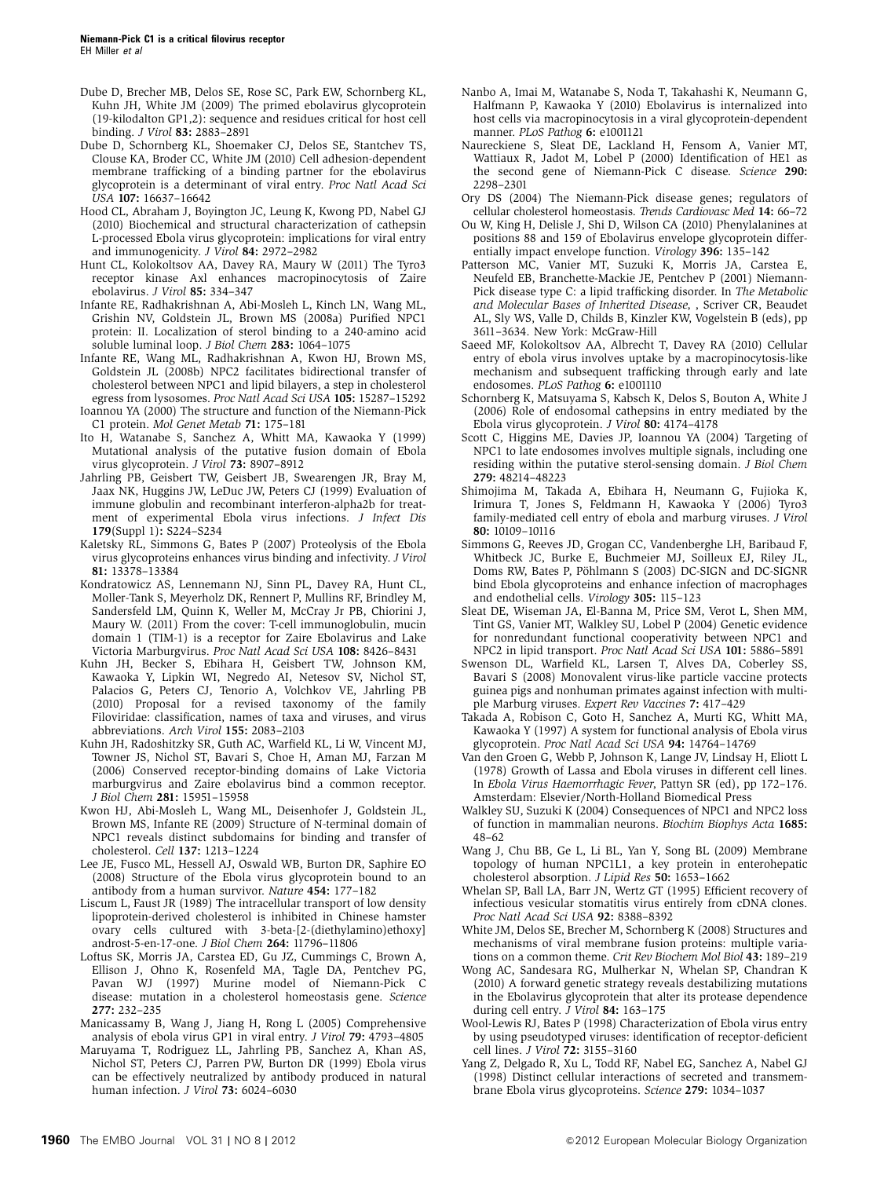Dube D, Brecher MB, Delos SE, Rose SC, Park EW, Schornberg KL, Kuhn JH, White JM (2009) The primed ebolavirus glycoprotein (19-kilodalton GP1,2): sequence and residues critical for host cell binding. *J Virol* **83:** 2883–2891

Dube D, Schornberg KL, Shoemaker CJ, Delos SE, Stantchev TS, Clouse KA, Broder CC, White JM (2010) Cell adhesion-dependent membrane trafficking of a binding partner for the ebolavirus glycoprotein is a determinant of viral entry. *Proc Natl Acad Sci USA* **107:** 16637–16642

Hood CL, Abraham J, Boyington JC, Leung K, Kwong PD, Nabel GJ (2010) Biochemical and structural characterization of cathepsin L-processed Ebola virus glycoprotein: implications for viral entry and immunogenicity. *J Virol* **84:** 2972–2982

Hunt CL, Kolokoltsov AA, Davey RA, Maury W (2011) The Tyro3 receptor kinase Axl enhances macropinocytosis of Zaire ebolavirus. *J Virol* **85:** 334–347

Infante RE, Radhakrishnan A, Abi-Mosleh L, Kinch LN, Wang ML, Grishin NV, Goldstein JL, Brown MS (2008a) Purified NPC1 protein: II. Localization of sterol binding to a 240-amino acid soluble luminal loop. *J Biol Chem* **283:** 1064–1075

Infante RE, Wang ML, Radhakrishnan A, Kwon HJ, Brown MS, Goldstein JL (2008b) NPC2 facilitates bidirectional transfer of cholesterol between NPC1 and lipid bilayers, a step in cholesterol egress from lysosomes. *Proc Natl Acad Sci USA* **105:** 15287–15292

Ioannou YA (2000) The structure and function of the Niemann-Pick C1 protein. *Mol Genet Metab* **71:** 175–181

Ito H, Watanabe S, Sanchez A, Whitt MA, Kawaoka Y (1999) Mutational analysis of the putative fusion domain of Ebola virus glycoprotein. *J Virol* **73:** 8907–8912

Jahrling PB, Geisbert TW, Geisbert JB, Swearengen JR, Bray M, Jaax NK, Huggins JW, LeDuc JW, Peters CJ (1999) Evaluation of immune globulin and recombinant interferon-alpha2b for treatment of experimental Ebola virus infections. *J Infect Dis* **179**(Suppl 1)**:** S224–S234

Kaletsky RL, Simmons G, Bates P (2007) Proteolysis of the Ebola virus glycoproteins enhances virus binding and infectivity. *J Virol* **81:** 13378–13384

Kondratowicz AS, Lennemann NJ, Sinn PL, Davey RA, Hunt CL, Moller-Tank S, Meyerholz DK, Rennert P, Mullins RF, Brindley M, Sandersfeld LM, Quinn K, Weller M, McCray Jr PB, Chiorini J, Maury W. (2011) From the cover: T-cell immunoglobulin, mucin domain 1 (TIM-1) is a receptor for Zaire Ebolavirus and Lake Victoria Marburgvirus. *Proc Natl Acad Sci USA* **108:** 8426–8431

Kuhn JH, Becker S, Ebihara H, Geisbert TW, Johnson KM, Kawaoka Y, Lipkin WI, Negredo AI, Netesov SV, Nichol ST, Palacios G, Peters CJ, Tenorio A, Volchkov VE, Jahrling PB (2010) Proposal for a revised taxonomy of the family Filoviridae: classification, names of taxa and viruses, and virus abbreviations. *Arch Virol* **155:** 2083–2103

Kuhn JH, Radoshitzky SR, Guth AC, Warfield KL, Li W, Vincent MJ, Towner JS, Nichol ST, Bavari S, Choe H, Aman MJ, Farzan M (2006) Conserved receptor-binding domains of Lake Victoria marburgvirus and Zaire ebolavirus bind a common receptor. *J Biol Chem* **281:** 15951–15958

Kwon HJ, Abi-Mosleh L, Wang ML, Deisenhofer J, Goldstein JL, Brown MS, Infante RE (2009) Structure of N-terminal domain of NPC1 reveals distinct subdomains for binding and transfer of cholesterol. *Cell* **137:** 1213–1224

Lee JE, Fusco ML, Hessell AJ, Oswald WB, Burton DR, Saphire EO (2008) Structure of the Ebola virus glycoprotein bound to an antibody from a human survivor. *Nature* **454:** 177–182

Liscum L, Faust JR (1989) The intracellular transport of low density lipoprotein-derived cholesterol is inhibited in Chinese hamster ovary cells cultured with 3-beta-[2-(diethylamino)ethoxy] androst-5-en-17-one. *J Biol Chem* **264:** 11796–11806

Loftus SK, Morris JA, Carstea ED, Gu JZ, Cummings C, Brown A, Ellison J, Ohno K, Rosenfeld MA, Tagle DA, Pentchev PG, Pavan WJ (1997) Murine model of Niemann-Pick C disease: mutation in a cholesterol homeostasis gene. *Science* **277:** 232–235

Manicassamy B, Wang J, Jiang H, Rong L (2005) Comprehensive analysis of ebola virus GP1 in viral entry. *J Virol* **79:** 4793–4805

Maruyama T, Rodriguez LL, Jahrling PB, Sanchez A, Khan AS, Nichol ST, Peters CJ, Parren PW, Burton DR (1999) Ebola virus can be effectively neutralized by antibody produced in natural human infection. *J Virol* **73:** 6024–6030

Nanbo A, Imai M, Watanabe S, Noda T, Takahashi K, Neumann G, Halfmann P, Kawaoka Y (2010) Ebolavirus is internalized into host cells via macropinocytosis in a viral glycoprotein-dependent manner. *PLoS Pathog* **6:** e1001121

Naureckiene S, Sleat DE, Lackland H, Fensom A, Vanier MT, Wattiaux R, Jadot M, Lobel P (2000) Identification of HE1 as the second gene of Niemann-Pick C disease. *Science* **290:** 2298–2301

Ory DS (2004) The Niemann-Pick disease genes; regulators of cellular cholesterol homeostasis. *Trends Cardiovasc Med* **14:** 66–72

Ou W, King H, Delisle J, Shi D, Wilson CA (2010) Phenylalanines at positions 88 and 159 of Ebolavirus envelope glycoprotein differentially impact envelope function. *Virology* **396:** 135–142

Patterson MC, Vanier MT, Suzuki K, Morris JA, Carstea E, Neufeld EB, Branchette-Mackie JE, Pentchev P (2001) Niemann-Pick disease type C: a lipid trafficking disorder. In *The Metabolic and Molecular Bases of Inherited Disease*, , Scriver CR, Beaudet AL, Sly WS, Valle D, Childs B, Kinzler KW, Vogelstein B (eds), pp 3611–3634. New York: McGraw-Hill

Saeed MF, Kolokoltsov AA, Albrecht T, Davey RA (2010) Cellular entry of ebola virus involves uptake by a macropinocytosis-like mechanism and subsequent trafficking through early and late endosomes. *PLoS Pathog* **6:** e1001110

Schornberg K, Matsuyama S, Kabsch K, Delos S, Bouton A, White J (2006) Role of endosomal cathepsins in entry mediated by the Ebola virus glycoprotein. *J Virol* **80:** 4174–4178

Scott C, Higgins ME, Davies JP, Ioannou YA (2004) Targeting of NPC1 to late endosomes involves multiple signals, including one residing within the putative sterol-sensing domain. *J Biol Chem* **279:** 48214–48223

Shimojima M, Takada A, Ebihara H, Neumann G, Fujioka K, Irimura T, Jones S, Feldmann H, Kawaoka Y (2006) Tyro3 family-mediated cell entry of ebola and marburg viruses. *J Virol* **80:** 10109–10116

Simmons G, Reeves JD, Grogan CC, Vandenberghe LH, Baribaud F, Whitbeck JC, Burke E, Buchmeier MJ, Soilleux EJ, Riley JL, Doms RW, Bates P, Pöhlmann S (2003) DC-SIGN and DC-SIGNR bind Ebola glycoproteins and enhance infection of macrophages and endothelial cells. *Virology* **305:** 115–123

Sleat DE, Wiseman JA, El-Banna M, Price SM, Verot L, Shen MM, Tint GS, Vanier MT, Walkley SU, Lobel P (2004) Genetic evidence for nonredundant functional cooperativity between NPC1 and NPC2 in lipid transport. *Proc Natl Acad Sci USA* **101:** 5886–5891

Swenson DL, Warfield KL, Larsen T, Alves DA, Coberley SS, Bavari S (2008) Monovalent virus-like particle vaccine protects guinea pigs and nonhuman primates against infection with multiple Marburg viruses. *Expert Rev Vaccines* **7:** 417–429

Takada A, Robison C, Goto H, Sanchez A, Murti KG, Whitt MA, Kawaoka Y (1997) A system for functional analysis of Ebola virus glycoprotein. *Proc Natl Acad Sci USA* **94:** 14764–14769

Van den Groen G, Webb P, Johnson K, Lange JV, Lindsay H, Eliott L (1978) Growth of Lassa and Ebola viruses in different cell lines. In *Ebola Virus Haemorrhagic Fever*, Pattyn SR (ed), pp 172–176. Amsterdam: Elsevier/North-Holland Biomedical Press

Walkley SU, Suzuki K (2004) Consequences of NPC1 and NPC2 loss of function in mammalian neurons. *Biochim Biophys Acta* **1685:** 48–62

Wang J, Chu BB, Ge L, Li BL, Yan Y, Song BL (2009) Membrane topology of human NPC1L1, a key protein in enterohepatic cholesterol absorption. *J Lipid Res* **50:** 1653–1662

Whelan SP, Ball LA, Barr JN, Wertz GT (1995) Efficient recovery of infectious vesicular stomatitis virus entirely from cDNA clones. *Proc Natl Acad Sci USA* **92:** 8388–8392

White JM, Delos SE, Brecher M, Schornberg K (2008) Structures and mechanisms of viral membrane fusion proteins: multiple variations on a common theme. *Crit Rev Biochem Mol Biol* **43:** 189–219

Wong AC, Sandesara RG, Mulherkar N, Whelan SP, Chandran K (2010) A forward genetic strategy reveals destabilizing mutations in the Ebolavirus glycoprotein that alter its protease dependence during cell entry. *J Virol* **84:** 163–175

Wool-Lewis RJ, Bates P (1998) Characterization of Ebola virus entry by using pseudotyped viruses: identification of receptor-deficient cell lines. *J Virol* **72:** 3155–3160

Yang Z, Delgado R, Xu L, Todd RF, Nabel EG, Sanchez A, Nabel GJ (1998) Distinct cellular interactions of secreted and transmembrane Ebola virus glycoproteins. *Science* **279:** 1034–1037